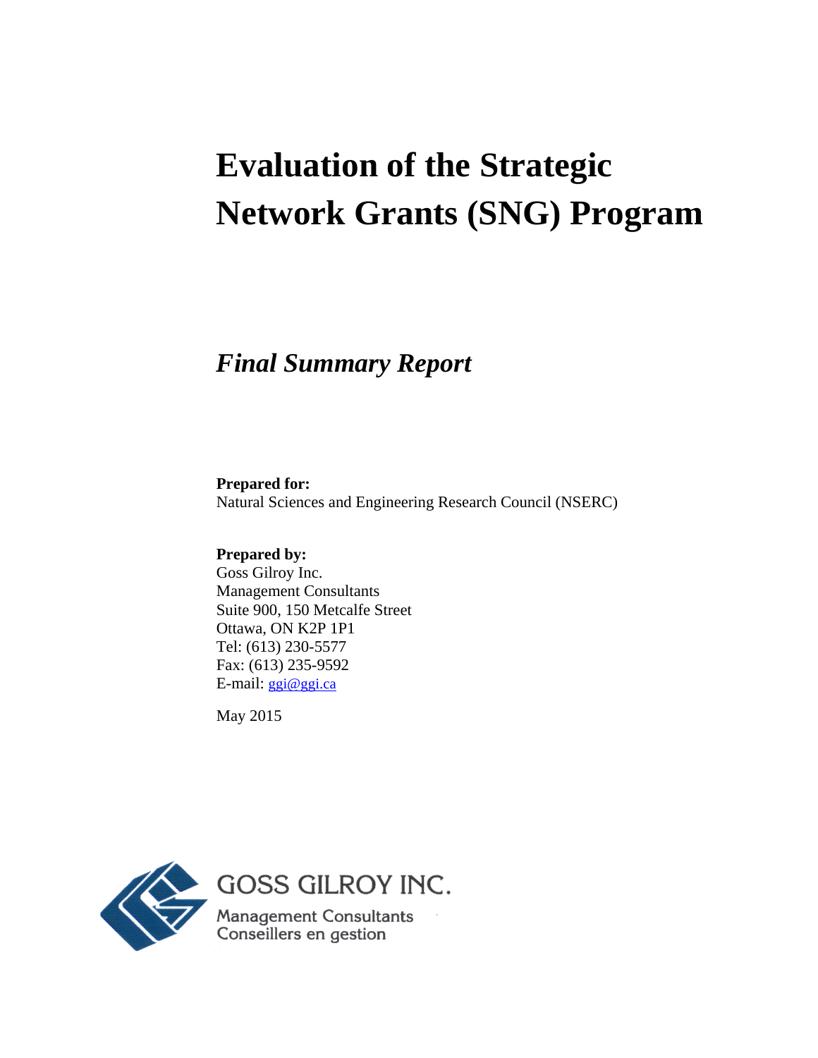# Evaluation of the Strategic Network Grants (SNG) Program

## *Final Summary Report*

**Prepared for:**
Natural Sciences and Engineering Research Council (NSERC)

**Prepared by:**
Goss Gilroy Inc.
Management Consultants
Suite 900, 150 Metcalfe Street
Ottawa, ON K2P 1P1
Tel: (613) 230-5577
Fax: (613) 235-9592
E-mail: ggi@ggi.ca

May 2015

GOSS GILROY INC.
Management Consultants
Conseillers en gestion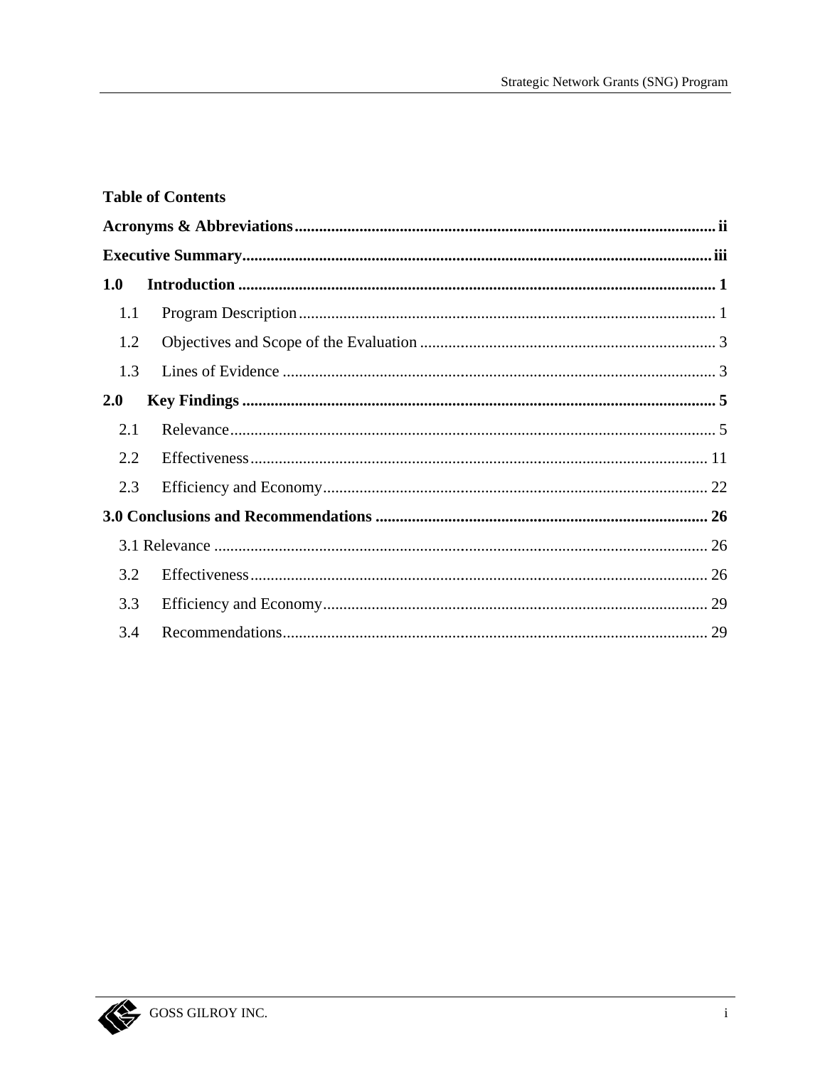**Table of Contents**

**Acronyms & Abbreviations** ........ **ii**

**Executive Summary** ........ **iii**

**1.0 Introduction** ........ **1**

- 1.1 Program Description ........ 1
- 1.2 Objectives and Scope of the Evaluation ........ 3
- 1.3 Lines of Evidence ........ 3

**2.0 Key Findings** ........ **5**

- 2.1 Relevance ........ 5
- 2.2 Effectiveness ........ 11
- 2.3 Efficiency and Economy ........ 22

**3.0 Conclusions and Recommendations** ........ **26**

- 3.1 Relevance ........ 26
- 3.2 Effectiveness ........ 26
- 3.3 Efficiency and Economy ........ 29
- 3.4 Recommendations ........ 29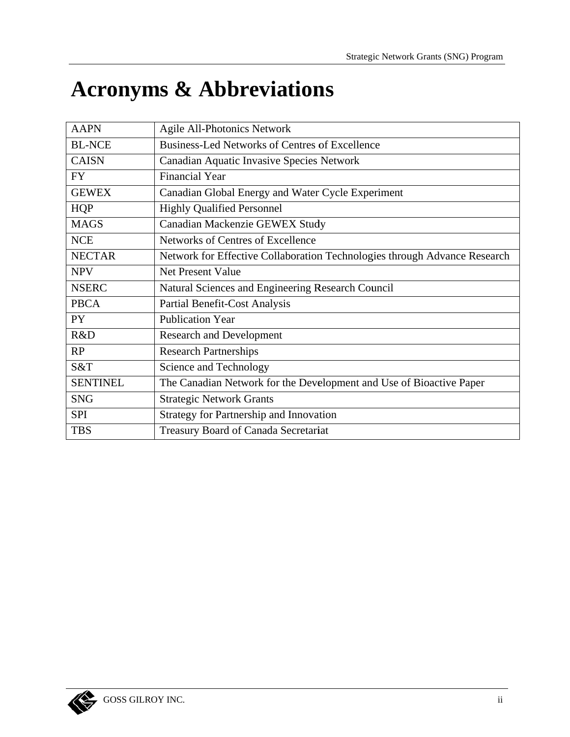# Acronyms & Abbreviations

| | |
|---|---|
| AAPN | Agile All-Photonics Network |
| BL-NCE | Business-Led Networks of Centres of Excellence |
| CAISN | Canadian Aquatic Invasive Species Network |
| FY | Financial Year |
| GEWEX | Canadian Global Energy and Water Cycle Experiment |
| HQP | Highly Qualified Personnel |
| MAGS | Canadian Mackenzie GEWEX Study |
| NCE | Networks of Centres of Excellence |
| NECTAR | Network for Effective Collaboration Technologies through Advance Research |
| NPV | Net Present Value |
| NSERC | Natural Sciences and Engineering Research Council |
| PBCA | Partial Benefit-Cost Analysis |
| PY | Publication Year |
| R&D | Research and Development |
| RP | Research Partnerships |
| S&T | Science and Technology |
| SENTINEL | The Canadian Network for the Development and Use of Bioactive Paper |
| SNG | Strategic Network Grants |
| SPI | Strategy for Partnership and Innovation |
| TBS | Treasury Board of Canada Secretariat |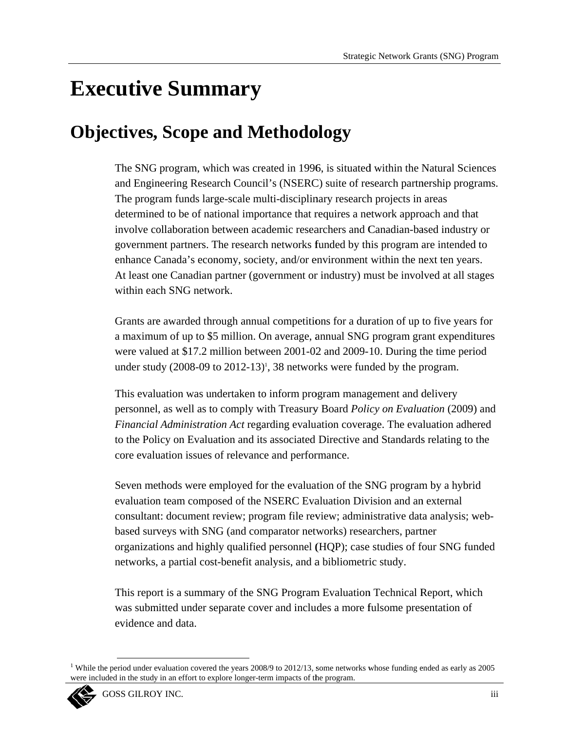# Executive Summary

## Objectives, Scope and Methodology

The SNG program, which was created in 1996, is situated within the Natural Sciences and Engineering Research Council's (NSERC) suite of research partnership programs. The program funds large-scale multi-disciplinary research projects in areas determined to be of national importance that requires a network approach and that involve collaboration between academic researchers and Canadian-based industry or government partners. The research networks funded by this program are intended to enhance Canada's economy, society, and/or environment within the next ten years. At least one Canadian partner (government or industry) must be involved at all stages within each SNG network.

Grants are awarded through annual competitions for a duration of up to five years for a maximum of up to $5 million. On average, annual SNG program grant expenditures were valued at $17.2 million between 2001-02 and 2009-10. During the time period under study (2008-09 to 2012-13)[1], 38 networks were funded by the program.

This evaluation was undertaken to inform program management and delivery personnel, as well as to comply with Treasury Board *Policy on Evaluation* (2009) and *Financial Administration Act* regarding evaluation coverage. The evaluation adhered to the Policy on Evaluation and its associated Directive and Standards relating to the core evaluation issues of relevance and performance.

Seven methods were employed for the evaluation of the SNG program by a hybrid evaluation team composed of the NSERC Evaluation Division and an external consultant: document review; program file review; administrative data analysis; web-based surveys with SNG (and comparator networks) researchers, partner organizations and highly qualified personnel (HQP); case studies of four SNG funded networks, a partial cost-benefit analysis, and a bibliometric study.

This report is a summary of the SNG Program Evaluation Technical Report, which was submitted under separate cover and includes a more fulsome presentation of evidence and data.

---

[1] While the period under evaluation covered the years 2008/9 to 2012/13, some networks whose funding ended as early as 2005 were included in the study in an effort to explore longer-term impacts of the program.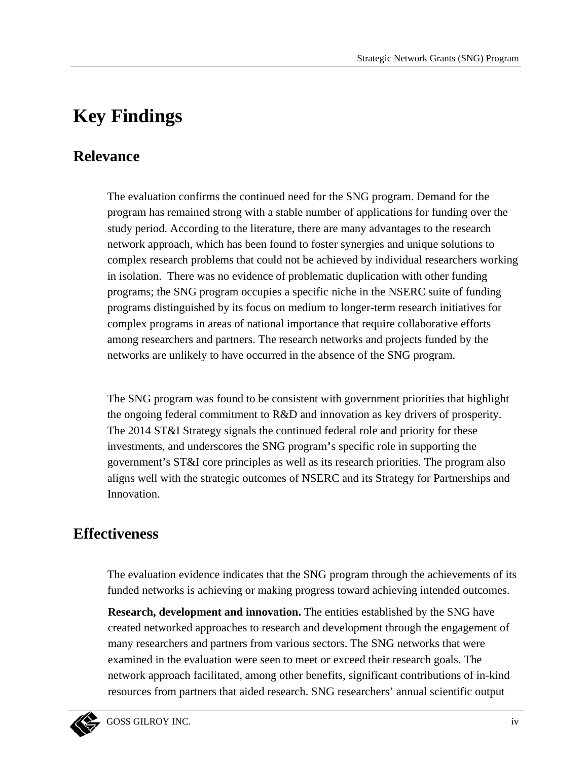# Key Findings

## Relevance

The evaluation confirms the continued need for the SNG program. Demand for the program has remained strong with a stable number of applications for funding over the study period. According to the literature, there are many advantages to the research network approach, which has been found to foster synergies and unique solutions to complex research problems that could not be achieved by individual researchers working in isolation. There was no evidence of problematic duplication with other funding programs; the SNG program occupies a specific niche in the NSERC suite of funding programs distinguished by its focus on medium to longer-term research initiatives for complex programs in areas of national importance that require collaborative efforts among researchers and partners. The research networks and projects funded by the networks are unlikely to have occurred in the absence of the SNG program.

The SNG program was found to be consistent with government priorities that highlight the ongoing federal commitment to R&D and innovation as key drivers of prosperity. The 2014 ST&I Strategy signals the continued federal role and priority for these investments, and underscores the SNG program's specific role in supporting the government's ST&I core principles as well as its research priorities. The program also aligns well with the strategic outcomes of NSERC and its Strategy for Partnerships and Innovation.

## Effectiveness

The evaluation evidence indicates that the SNG program through the achievements of its funded networks is achieving or making progress toward achieving intended outcomes.

**Research, development and innovation.** The entities established by the SNG have created networked approaches to research and development through the engagement of many researchers and partners from various sectors. The SNG networks that were examined in the evaluation were seen to meet or exceed their research goals. The network approach facilitated, among other benefits, significant contributions of in-kind resources from partners that aided research. SNG researchers' annual scientific output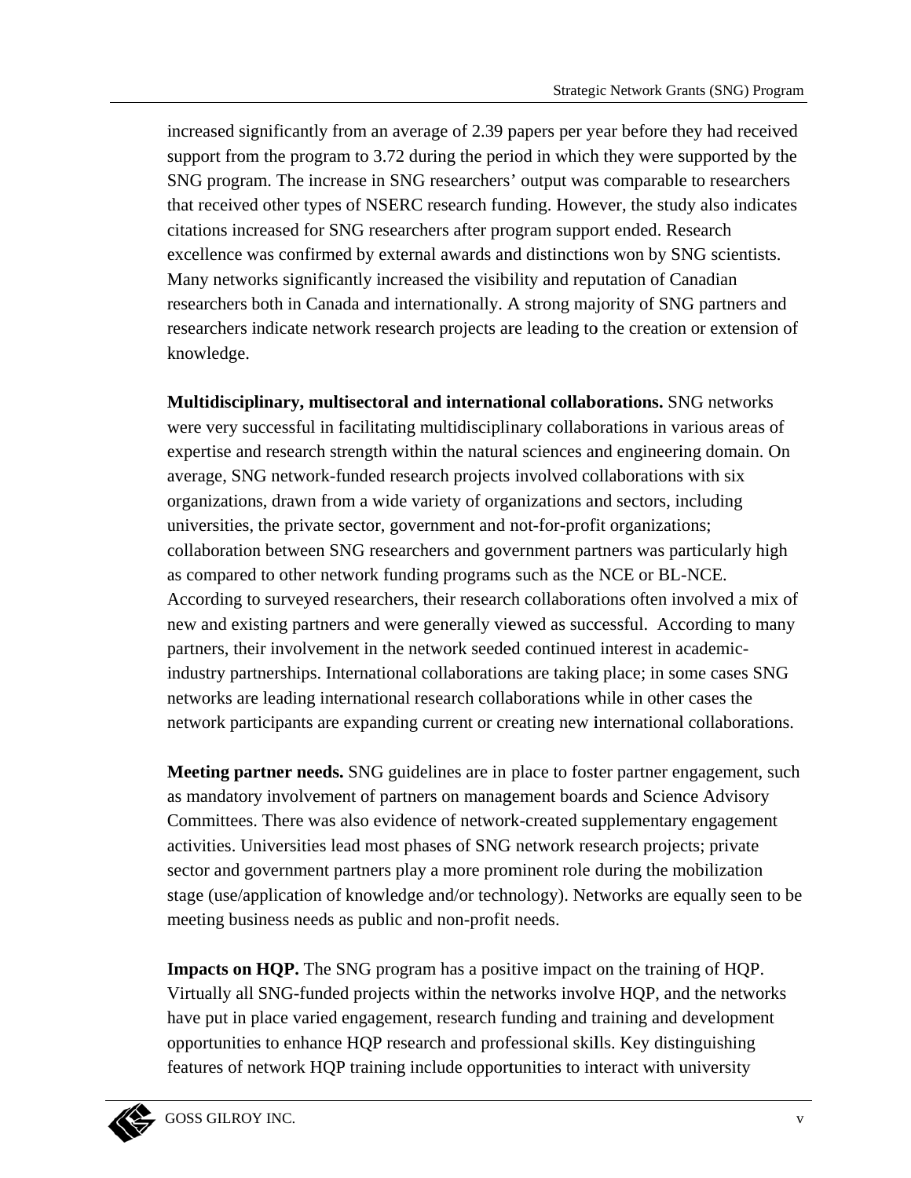increased significantly from an average of 2.39 papers per year before they had received support from the program to 3.72 during the period in which they were supported by the SNG program. The increase in SNG researchers' output was comparable to researchers that received other types of NSERC research funding. However, the study also indicates citations increased for SNG researchers after program support ended. Research excellence was confirmed by external awards and distinctions won by SNG scientists. Many networks significantly increased the visibility and reputation of Canadian researchers both in Canada and internationally. A strong majority of SNG partners and researchers indicate network research projects are leading to the creation or extension of knowledge.

**Multidisciplinary, multisectoral and international collaborations.** SNG networks were very successful in facilitating multidisciplinary collaborations in various areas of expertise and research strength within the natural sciences and engineering domain. On average, SNG network-funded research projects involved collaborations with six organizations, drawn from a wide variety of organizations and sectors, including universities, the private sector, government and not-for-profit organizations; collaboration between SNG researchers and government partners was particularly high as compared to other network funding programs such as the NCE or BL-NCE. According to surveyed researchers, their research collaborations often involved a mix of new and existing partners and were generally viewed as successful. According to many partners, their involvement in the network seeded continued interest in academic-industry partnerships. International collaborations are taking place; in some cases SNG networks are leading international research collaborations while in other cases the network participants are expanding current or creating new international collaborations.

**Meeting partner needs.** SNG guidelines are in place to foster partner engagement, such as mandatory involvement of partners on management boards and Science Advisory Committees. There was also evidence of network-created supplementary engagement activities. Universities lead most phases of SNG network research projects; private sector and government partners play a more prominent role during the mobilization stage (use/application of knowledge and/or technology). Networks are equally seen to be meeting business needs as public and non-profit needs.

**Impacts on HQP.** The SNG program has a positive impact on the training of HQP. Virtually all SNG-funded projects within the networks involve HQP, and the networks have put in place varied engagement, research funding and training and development opportunities to enhance HQP research and professional skills. Key distinguishing features of network HQP training include opportunities to interact with university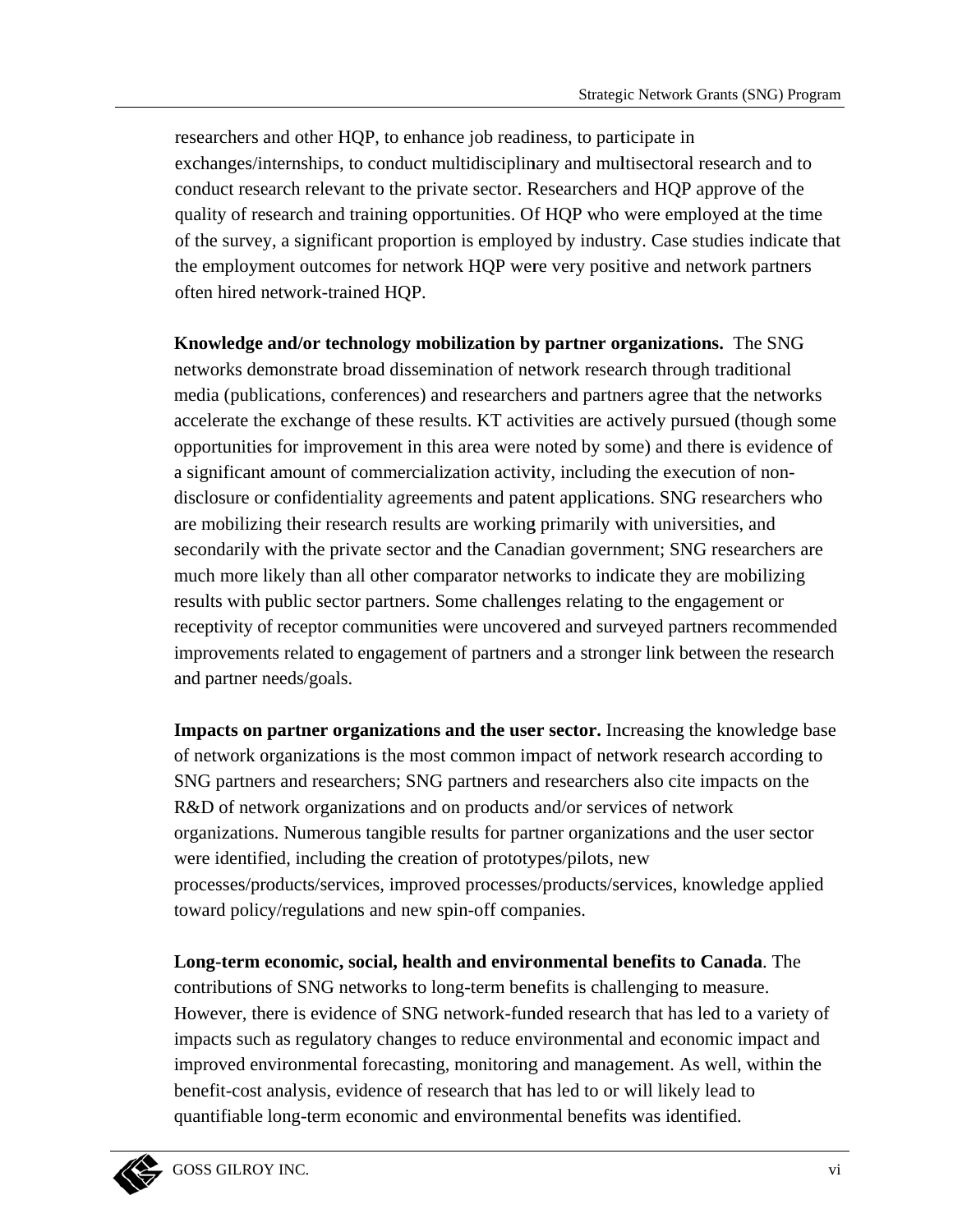researchers and other HQP, to enhance job readiness, to participate in exchanges/internships, to conduct multidisciplinary and multisectoral research and to conduct research relevant to the private sector. Researchers and HQP approve of the quality of research and training opportunities. Of HQP who were employed at the time of the survey, a significant proportion is employed by industry. Case studies indicate that the employment outcomes for network HQP were very positive and network partners often hired network-trained HQP.

**Knowledge and/or technology mobilization by partner organizations.** The SNG networks demonstrate broad dissemination of network research through traditional media (publications, conferences) and researchers and partners agree that the networks accelerate the exchange of these results. KT activities are actively pursued (though some opportunities for improvement in this area were noted by some) and there is evidence of a significant amount of commercialization activity, including the execution of non-disclosure or confidentiality agreements and patent applications. SNG researchers who are mobilizing their research results are working primarily with universities, and secondarily with the private sector and the Canadian government; SNG researchers are much more likely than all other comparator networks to indicate they are mobilizing results with public sector partners. Some challenges relating to the engagement or receptivity of receptor communities were uncovered and surveyed partners recommended improvements related to engagement of partners and a stronger link between the research and partner needs/goals.

**Impacts on partner organizations and the user sector.** Increasing the knowledge base of network organizations is the most common impact of network research according to SNG partners and researchers; SNG partners and researchers also cite impacts on the R&D of network organizations and on products and/or services of network organizations. Numerous tangible results for partner organizations and the user sector were identified, including the creation of prototypes/pilots, new processes/products/services, improved processes/products/services, knowledge applied toward policy/regulations and new spin-off companies.

**Long-term economic, social, health and environmental benefits to Canada**. The contributions of SNG networks to long-term benefits is challenging to measure. However, there is evidence of SNG network-funded research that has led to a variety of impacts such as regulatory changes to reduce environmental and economic impact and improved environmental forecasting, monitoring and management. As well, within the benefit-cost analysis, evidence of research that has led to or will likely lead to quantifiable long-term economic and environmental benefits was identified.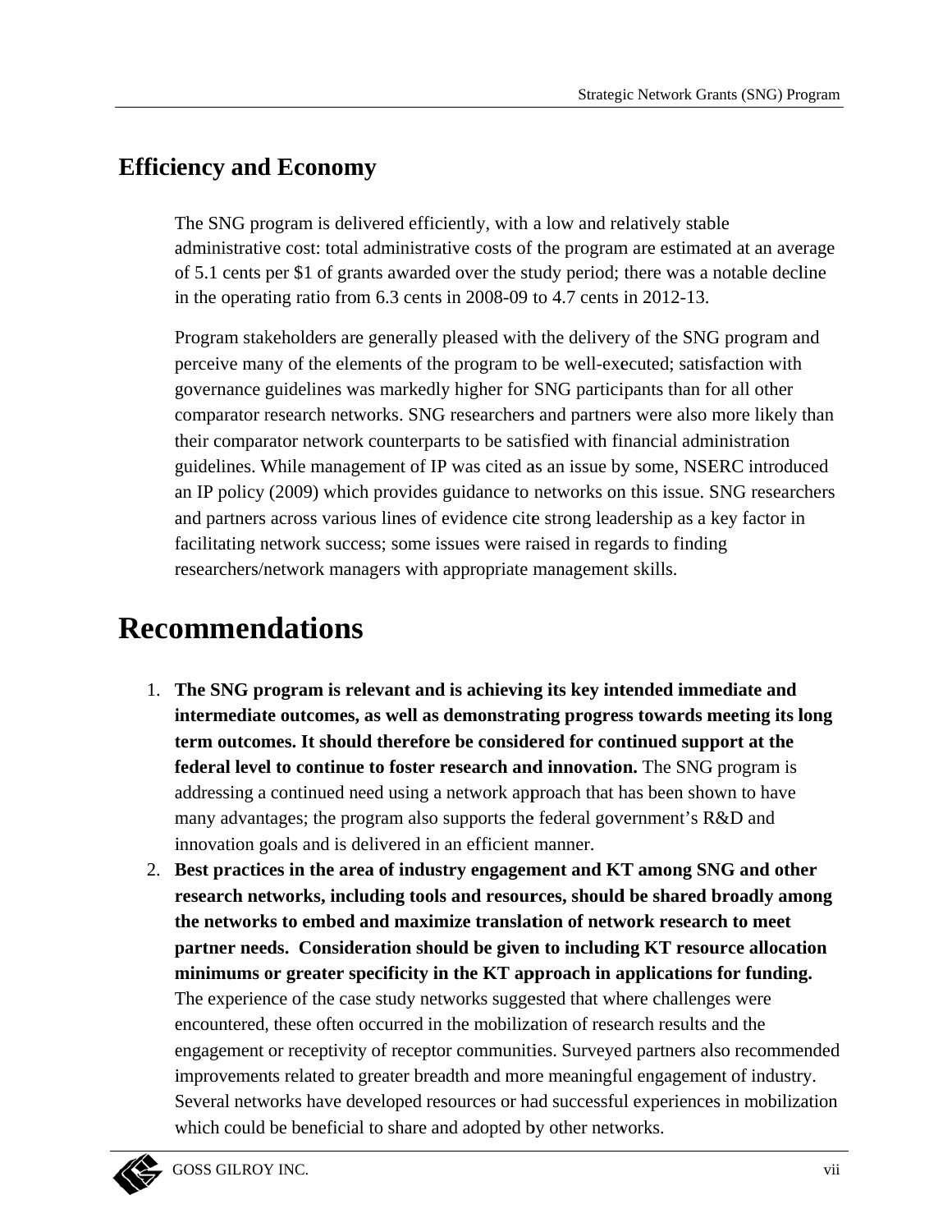## Efficiency and Economy

The SNG program is delivered efficiently, with a low and relatively stable administrative cost: total administrative costs of the program are estimated at an average of 5.1 cents per $1 of grants awarded over the study period; there was a notable decline in the operating ratio from 6.3 cents in 2008-09 to 4.7 cents in 2012-13.

Program stakeholders are generally pleased with the delivery of the SNG program and perceive many of the elements of the program to be well-executed; satisfaction with governance guidelines was markedly higher for SNG participants than for all other comparator research networks. SNG researchers and partners were also more likely than their comparator network counterparts to be satisfied with financial administration guidelines. While management of IP was cited as an issue by some, NSERC introduced an IP policy (2009) which provides guidance to networks on this issue. SNG researchers and partners across various lines of evidence cite strong leadership as a key factor in facilitating network success; some issues were raised in regards to finding researchers/network managers with appropriate management skills.

# Recommendations

1. **The SNG program is relevant and is achieving its key intended immediate and intermediate outcomes, as well as demonstrating progress towards meeting its long term outcomes. It should therefore be considered for continued support at the federal level to continue to foster research and innovation.** The SNG program is addressing a continued need using a network approach that has been shown to have many advantages; the program also supports the federal government's R&D and innovation goals and is delivered in an efficient manner.
2. **Best practices in the area of industry engagement and KT among SNG and other research networks, including tools and resources, should be shared broadly among the networks to embed and maximize translation of network research to meet partner needs. Consideration should be given to including KT resource allocation minimums or greater specificity in the KT approach in applications for funding.** The experience of the case study networks suggested that where challenges were encountered, these often occurred in the mobilization of research results and the engagement or receptivity of receptor communities. Surveyed partners also recommended improvements related to greater breadth and more meaningful engagement of industry. Several networks have developed resources or had successful experiences in mobilization which could be beneficial to share and adopted by other networks.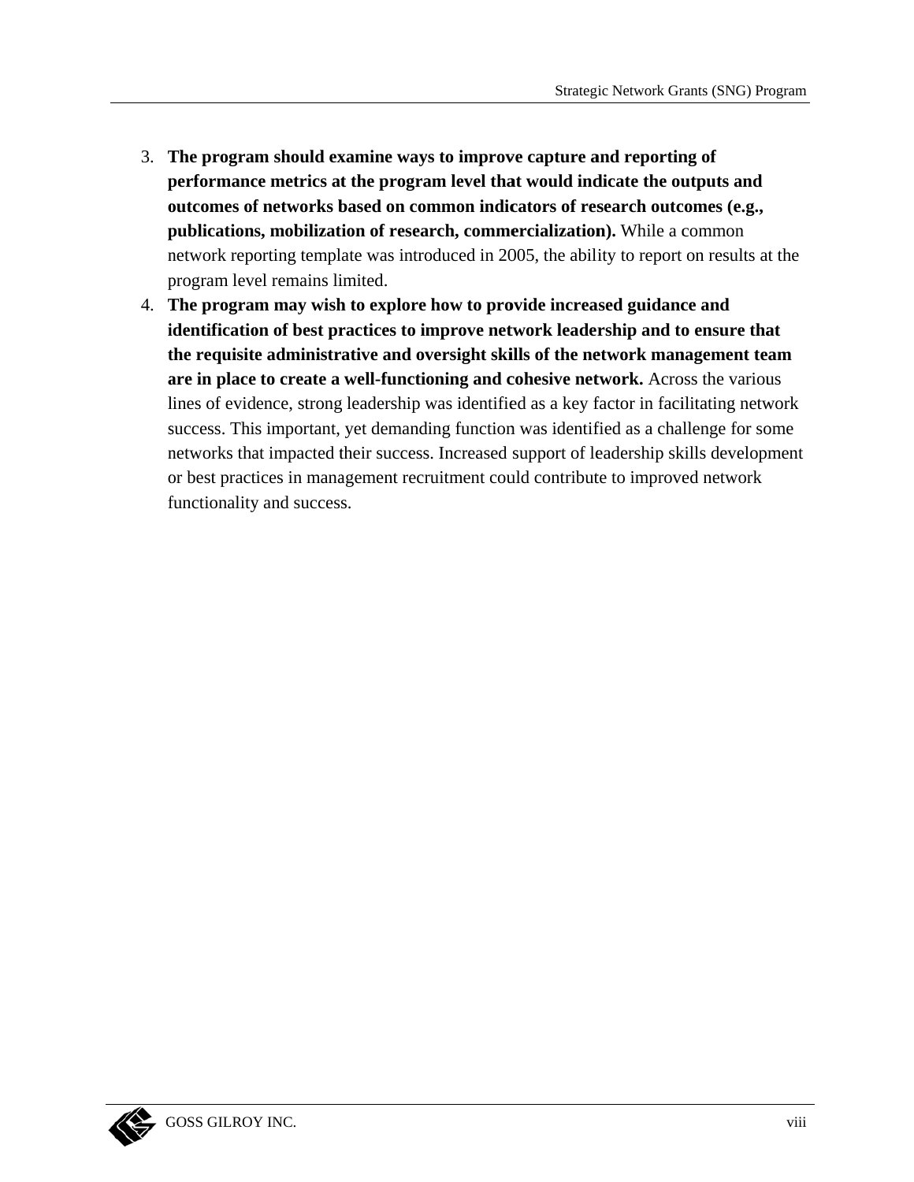3. **The program should examine ways to improve capture and reporting of performance metrics at the program level that would indicate the outputs and outcomes of networks based on common indicators of research outcomes (e.g., publications, mobilization of research, commercialization).** While a common network reporting template was introduced in 2005, the ability to report on results at the program level remains limited.
4. **The program may wish to explore how to provide increased guidance and identification of best practices to improve network leadership and to ensure that the requisite administrative and oversight skills of the network management team are in place to create a well-functioning and cohesive network.** Across the various lines of evidence, strong leadership was identified as a key factor in facilitating network success. This important, yet demanding function was identified as a challenge for some networks that impacted their success. Increased support of leadership skills development or best practices in management recruitment could contribute to improved network functionality and success.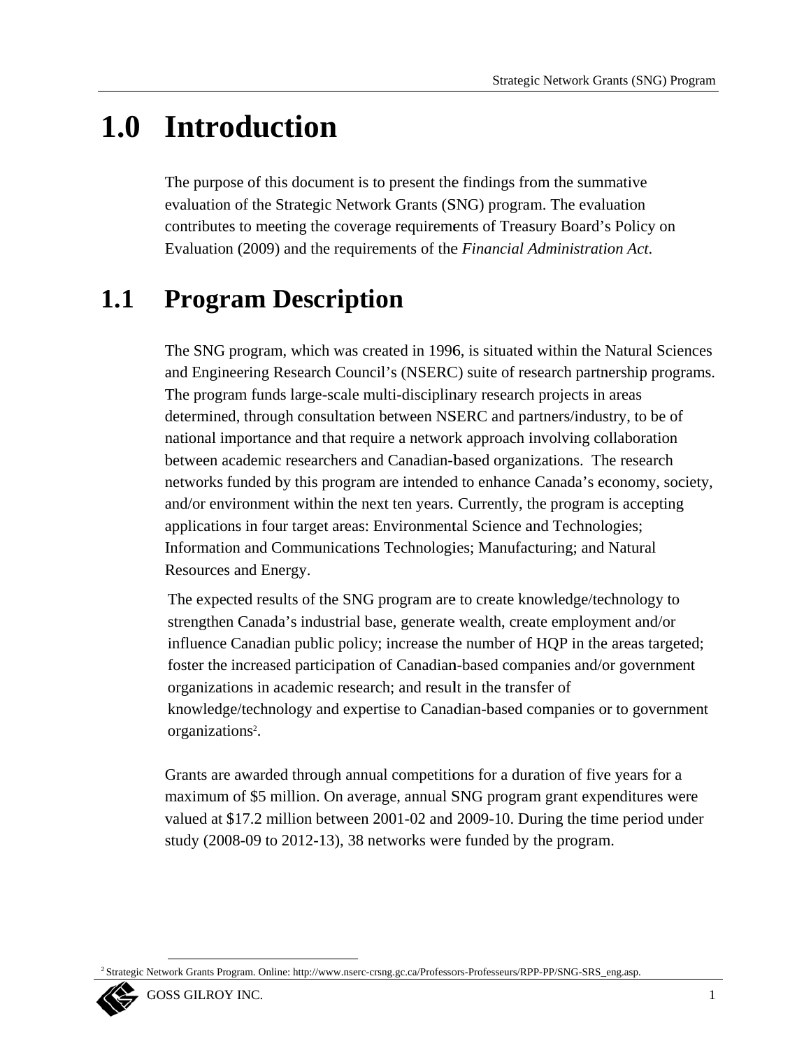# 1.0 Introduction

The purpose of this document is to present the findings from the summative evaluation of the Strategic Network Grants (SNG) program. The evaluation contributes to meeting the coverage requirements of Treasury Board's Policy on Evaluation (2009) and the requirements of the *Financial Administration Act*.

## 1.1 Program Description

The SNG program, which was created in 1996, is situated within the Natural Sciences and Engineering Research Council's (NSERC) suite of research partnership programs. The program funds large-scale multi-disciplinary research projects in areas determined, through consultation between NSERC and partners/industry, to be of national importance and that require a network approach involving collaboration between academic researchers and Canadian-based organizations. The research networks funded by this program are intended to enhance Canada's economy, society, and/or environment within the next ten years. Currently, the program is accepting applications in four target areas: Environmental Science and Technologies; Information and Communications Technologies; Manufacturing; and Natural Resources and Energy.

The expected results of the SNG program are to create knowledge/technology to strengthen Canada's industrial base, generate wealth, create employment and/or influence Canadian public policy; increase the number of HQP in the areas targeted; foster the increased participation of Canadian-based companies and/or government organizations in academic research; and result in the transfer of knowledge/technology and expertise to Canadian-based companies or to government organizations[2].

Grants are awarded through annual competitions for a duration of five years for a maximum of $5 million. On average, annual SNG program grant expenditures were valued at $17.2 million between 2001-02 and 2009-10. During the time period under study (2008-09 to 2012-13), 38 networks were funded by the program.

[2] Strategic Network Grants Program. Online: http://www.nserc-crsng.gc.ca/Professors-Professeurs/RPP-PP/SNG-SRS_eng.asp.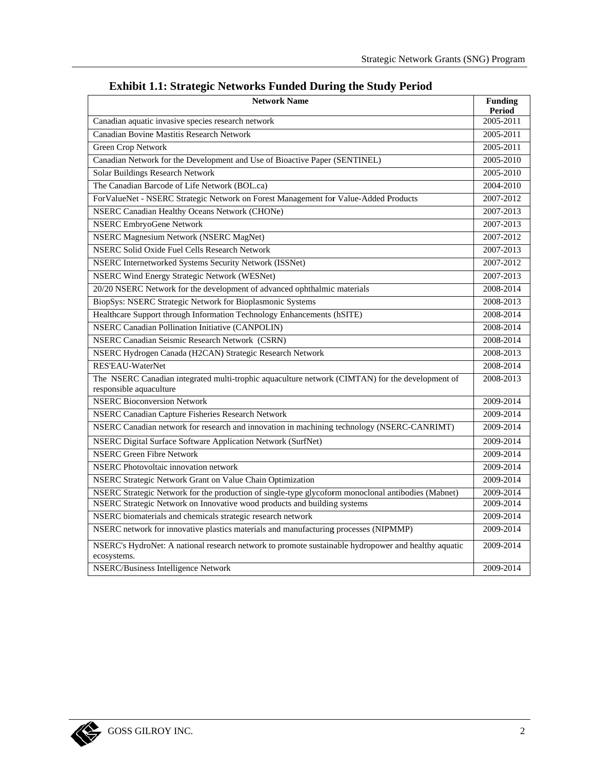### Exhibit 1.1: Strategic Networks Funded During the Study Period

| Network Name | Funding Period |
|---|---|
| Canadian aquatic invasive species research network | 2005-2011 |
| Canadian Bovine Mastitis Research Network | 2005-2011 |
| Green Crop Network | 2005-2011 |
| Canadian Network for the Development and Use of Bioactive Paper (SENTINEL) | 2005-2010 |
| Solar Buildings Research Network | 2005-2010 |
| The Canadian Barcode of Life Network (BOL.ca) | 2004-2010 |
| ForValueNet - NSERC Strategic Network on Forest Management for Value-Added Products | 2007-2012 |
| NSERC Canadian Healthy Oceans Network (CHONe) | 2007-2013 |
| NSERC EmbryoGene Network | 2007-2013 |
| NSERC Magnesium Network (NSERC MagNet) | 2007-2012 |
| NSERC Solid Oxide Fuel Cells Research Network | 2007-2013 |
| NSERC Internetworked Systems Security Network (ISSNet) | 2007-2012 |
| NSERC Wind Energy Strategic Network (WESNet) | 2007-2013 |
| 20/20 NSERC Network for the development of advanced ophthalmic materials | 2008-2014 |
| BiopSys: NSERC Strategic Network for Bioplasmonic Systems | 2008-2013 |
| Healthcare Support through Information Technology Enhancements (hSITE) | 2008-2014 |
| NSERC Canadian Pollination Initiative (CANPOLIN) | 2008-2014 |
| NSERC Canadian Seismic Research Network (CSRN) | 2008-2014 |
| NSERC Hydrogen Canada (H2CAN) Strategic Research Network | 2008-2013 |
| RES'EAU-WaterNet | 2008-2014 |
| The NSERC Canadian integrated multi-trophic aquaculture network (CIMTAN) for the development of responsible aquaculture | 2008-2013 |
| NSERC Bioconversion Network | 2009-2014 |
| NSERC Canadian Capture Fisheries Research Network | 2009-2014 |
| NSERC Canadian network for research and innovation in machining technology (NSERC-CANRIMT) | 2009-2014 |
| NSERC Digital Surface Software Application Network (SurfNet) | 2009-2014 |
| NSERC Green Fibre Network | 2009-2014 |
| NSERC Photovoltaic innovation network | 2009-2014 |
| NSERC Strategic Network Grant on Value Chain Optimization | 2009-2014 |
| NSERC Strategic Network for the production of single-type glycoform monoclonal antibodies (Mabnet) | 2009-2014 |
| NSERC Strategic Network on Innovative wood products and building systems | 2009-2014 |
| NSERC biomaterials and chemicals strategic research network | 2009-2014 |
| NSERC network for innovative plastics materials and manufacturing processes (NIPMMP) | 2009-2014 |
| NSERC's HydroNet: A national research network to promote sustainable hydropower and healthy aquatic ecosystems. | 2009-2014 |
| NSERC/Business Intelligence Network | 2009-2014 |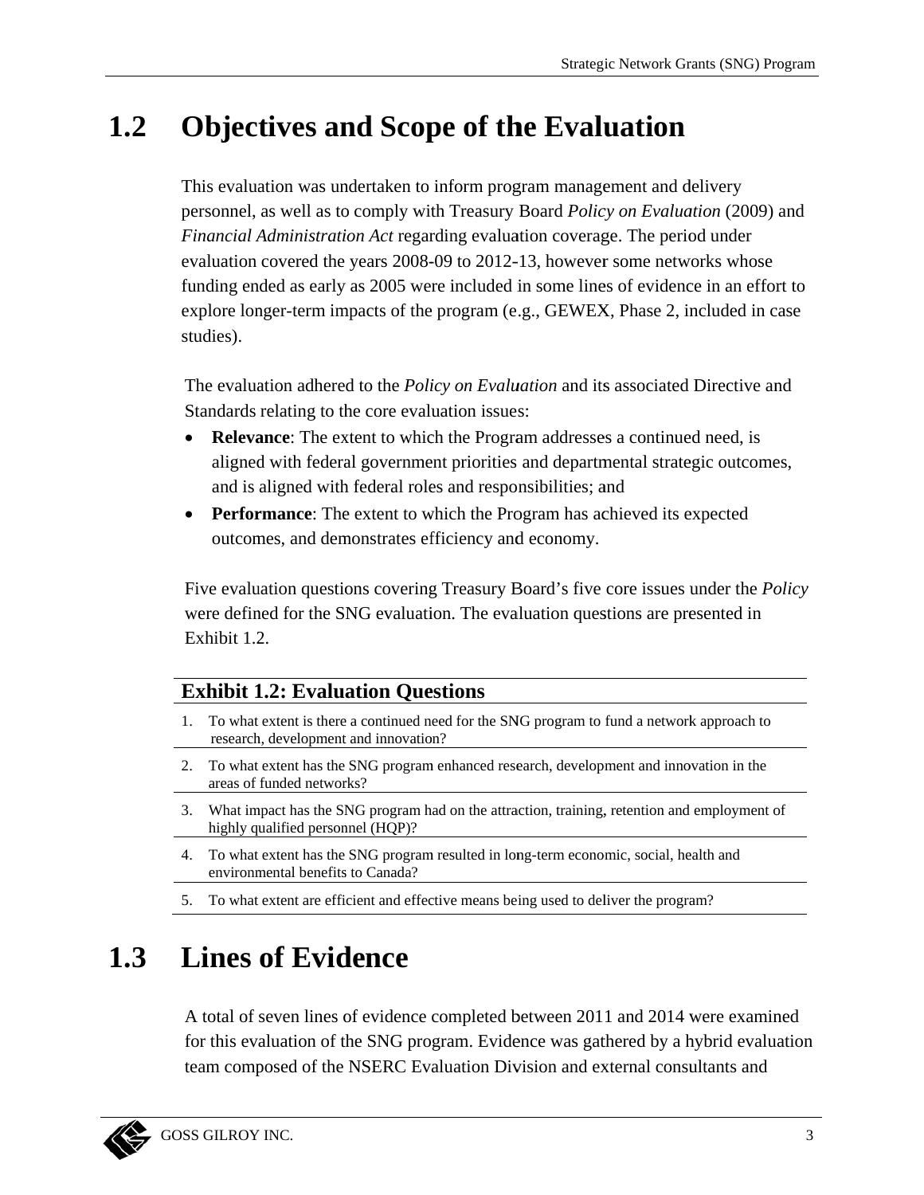## 1.2 Objectives and Scope of the Evaluation

This evaluation was undertaken to inform program management and delivery personnel, as well as to comply with Treasury Board *Policy on Evaluation* (2009) and *Financial Administration Act* regarding evaluation coverage. The period under evaluation covered the years 2008-09 to 2012-13, however some networks whose funding ended as early as 2005 were included in some lines of evidence in an effort to explore longer-term impacts of the program (e.g., GEWEX, Phase 2, included in case studies).

The evaluation adhered to the *Policy on Evaluation* and its associated Directive and Standards relating to the core evaluation issues:

- **Relevance**: The extent to which the Program addresses a continued need, is aligned with federal government priorities and departmental strategic outcomes, and is aligned with federal roles and responsibilities; and
- **Performance**: The extent to which the Program has achieved its expected outcomes, and demonstrates efficiency and economy.

Five evaluation questions covering Treasury Board's five core issues under the *Policy* were defined for the SNG evaluation. The evaluation questions are presented in Exhibit 1.2.

| **Exhibit 1.2: Evaluation Questions** |
|---|
| 1. To what extent is there a continued need for the SNG program to fund a network approach to research, development and innovation? |
| 2. To what extent has the SNG program enhanced research, development and innovation in the areas of funded networks? |
| 3. What impact has the SNG program had on the attraction, training, retention and employment of highly qualified personnel (HQP)? |
| 4. To what extent has the SNG program resulted in long-term economic, social, health and environmental benefits to Canada? |
| 5. To what extent are efficient and effective means being used to deliver the program? |

## 1.3 Lines of Evidence

A total of seven lines of evidence completed between 2011 and 2014 were examined for this evaluation of the SNG program. Evidence was gathered by a hybrid evaluation team composed of the NSERC Evaluation Division and external consultants and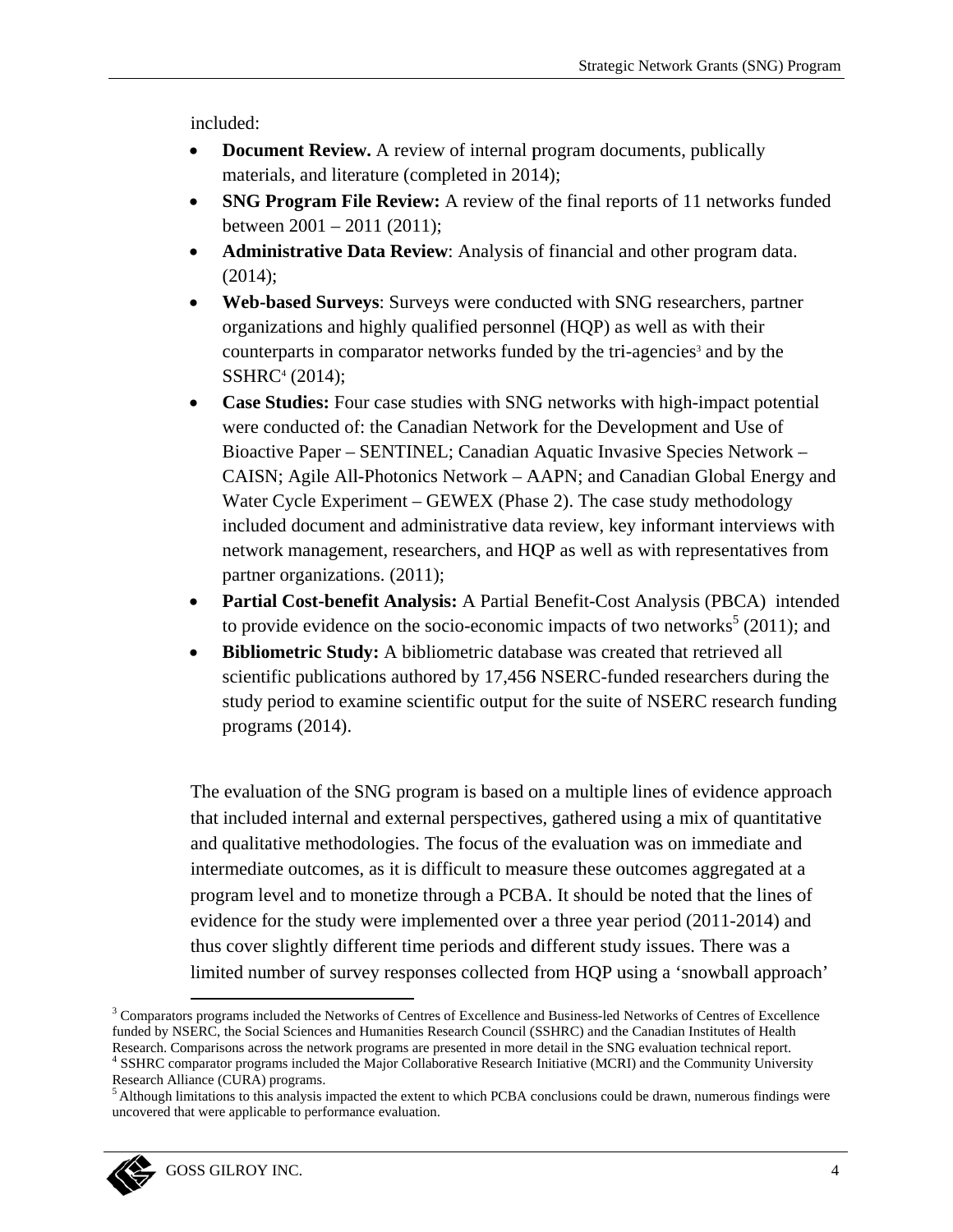included:

- **Document Review.** A review of internal program documents, publically materials, and literature (completed in 2014);
- **SNG Program File Review:** A review of the final reports of 11 networks funded between 2001 – 2011 (2011);
- **Administrative Data Review**: Analysis of financial and other program data. (2014);
- **Web-based Surveys**: Surveys were conducted with SNG researchers, partner organizations and highly qualified personnel (HQP) as well as with their counterparts in comparator networks funded by the tri-agencies[3] and by the SSHRC[4] (2014);
- **Case Studies:** Four case studies with SNG networks with high-impact potential were conducted of: the Canadian Network for the Development and Use of Bioactive Paper – SENTINEL; Canadian Aquatic Invasive Species Network – CAISN; Agile All-Photonics Network – AAPN; and Canadian Global Energy and Water Cycle Experiment – GEWEX (Phase 2). The case study methodology included document and administrative data review, key informant interviews with network management, researchers, and HQP as well as with representatives from partner organizations. (2011);
- **Partial Cost-benefit Analysis:** A Partial Benefit-Cost Analysis (PBCA) intended to provide evidence on the socio-economic impacts of two networks[5] (2011); and
- **Bibliometric Study:** A bibliometric database was created that retrieved all scientific publications authored by 17,456 NSERC-funded researchers during the study period to examine scientific output for the suite of NSERC research funding programs (2014).

The evaluation of the SNG program is based on a multiple lines of evidence approach that included internal and external perspectives, gathered using a mix of quantitative and qualitative methodologies. The focus of the evaluation was on immediate and intermediate outcomes, as it is difficult to measure these outcomes aggregated at a program level and to monetize through a PCBA. It should be noted that the lines of evidence for the study were implemented over a three year period (2011-2014) and thus cover slightly different time periods and different study issues. There was a limited number of survey responses collected from HQP using a 'snowball approach'

---

[3] Comparators programs included the Networks of Centres of Excellence and Business-led Networks of Centres of Excellence funded by NSERC, the Social Sciences and Humanities Research Council (SSHRC) and the Canadian Institutes of Health Research. Comparisons across the network programs are presented in more detail in the SNG evaluation technical report.

[4] SSHRC comparator programs included the Major Collaborative Research Initiative (MCRI) and the Community University Research Alliance (CURA) programs.

[5] Although limitations to this analysis impacted the extent to which PCBA conclusions could be drawn, numerous findings were uncovered that were applicable to performance evaluation.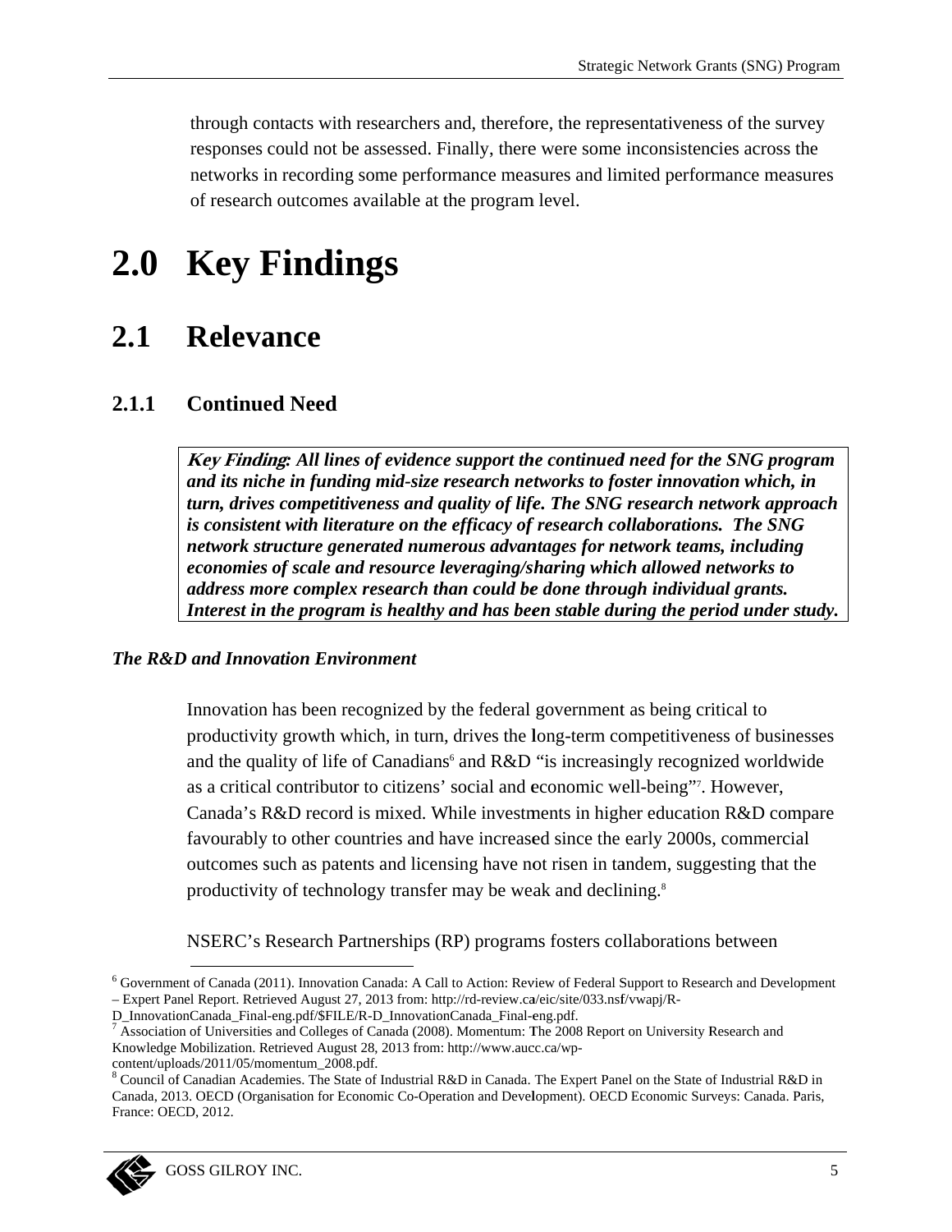through contacts with researchers and, therefore, the representativeness of the survey responses could not be assessed. Finally, there were some inconsistencies across the networks in recording some performance measures and limited performance measures of research outcomes available at the program level.

# 2.0 Key Findings

## 2.1 Relevance

### 2.1.1 Continued Need

***Key Finding*: *All lines of evidence support the continued need for the SNG program and its niche in funding mid-size research networks to foster innovation which, in turn, drives competitiveness and quality of life. The SNG research network approach is consistent with literature on the efficacy of research collaborations. The SNG network structure generated numerous advantages for network teams, including economies of scale and resource leveraging/sharing which allowed networks to address more complex research than could be done through individual grants. Interest in the program is healthy and has been stable during the period under study.***

***The R&D and Innovation Environment***

Innovation has been recognized by the federal government as being critical to productivity growth which, in turn, drives the long-term competitiveness of businesses and the quality of life of Canadians[6] and R&D "is increasingly recognized worldwide as a critical contributor to citizens' social and economic well-being"[7]. However, Canada's R&D record is mixed. While investments in higher education R&D compare favourably to other countries and have increased since the early 2000s, commercial outcomes such as patents and licensing have not risen in tandem, suggesting that the productivity of technology transfer may be weak and declining.[8]

NSERC's Research Partnerships (RP) programs fosters collaborations between

---

[6] Government of Canada (2011). Innovation Canada: A Call to Action: Review of Federal Support to Research and Development – Expert Panel Report. Retrieved August 27, 2013 from: http://rd-review.ca/eic/site/033.nsf/vwapj/R-D_InnovationCanada_Final-eng.pdf/$FILE/R-D_InnovationCanada_Final-eng.pdf.

[7] Association of Universities and Colleges of Canada (2008). Momentum: The 2008 Report on University Research and Knowledge Mobilization. Retrieved August 28, 2013 from: http://www.aucc.ca/wp-content/uploads/2011/05/momentum_2008.pdf.

[8] Council of Canadian Academies. The State of Industrial R&D in Canada. The Expert Panel on the State of Industrial R&D in Canada, 2013. OECD (Organisation for Economic Co-Operation and Development). OECD Economic Surveys: Canada. Paris, France: OECD, 2012.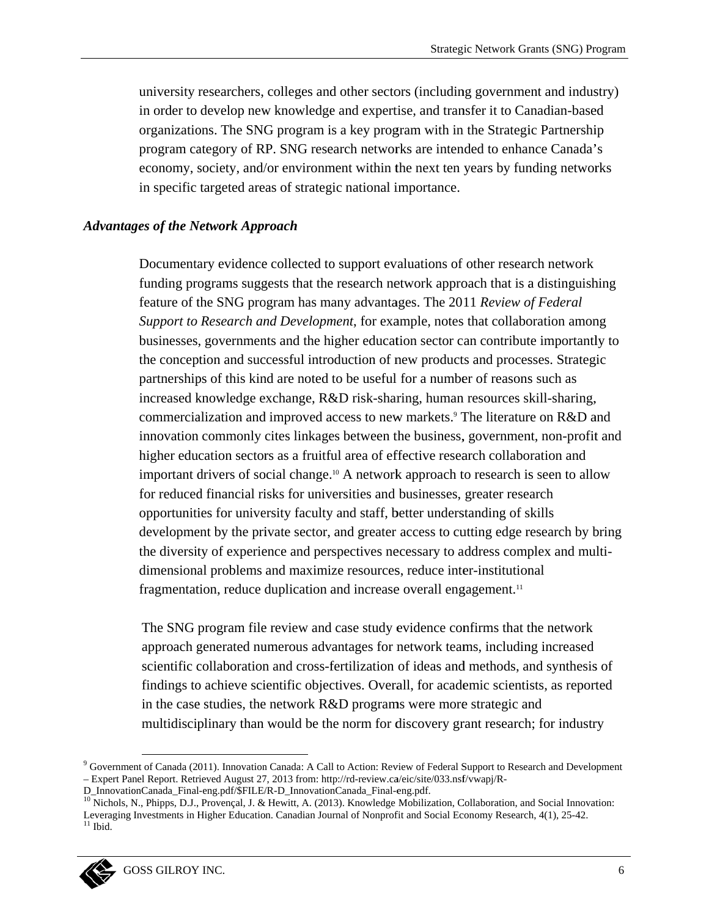university researchers, colleges and other sectors (including government and industry) in order to develop new knowledge and expertise, and transfer it to Canadian-based organizations. The SNG program is a key program with in the Strategic Partnership program category of RP. SNG research networks are intended to enhance Canada's economy, society, and/or environment within the next ten years by funding networks in specific targeted areas of strategic national importance.

***Advantages of the Network Approach***

Documentary evidence collected to support evaluations of other research network funding programs suggests that the research network approach that is a distinguishing feature of the SNG program has many advantages. The 2011 *Review of Federal Support to Research and Development*, for example, notes that collaboration among businesses, governments and the higher education sector can contribute importantly to the conception and successful introduction of new products and processes. Strategic partnerships of this kind are noted to be useful for a number of reasons such as increased knowledge exchange, R&D risk-sharing, human resources skill-sharing, commercialization and improved access to new markets.[9] The literature on R&D and innovation commonly cites linkages between the business, government, non-profit and higher education sectors as a fruitful area of effective research collaboration and important drivers of social change.[10] A network approach to research is seen to allow for reduced financial risks for universities and businesses, greater research opportunities for university faculty and staff, better understanding of skills development by the private sector, and greater access to cutting edge research by bring the diversity of experience and perspectives necessary to address complex and multi-dimensional problems and maximize resources, reduce inter-institutional fragmentation, reduce duplication and increase overall engagement.[11]

The SNG program file review and case study evidence confirms that the network approach generated numerous advantages for network teams, including increased scientific collaboration and cross-fertilization of ideas and methods, and synthesis of findings to achieve scientific objectives. Overall, for academic scientists, as reported in the case studies, the network R&D programs were more strategic and multidisciplinary than would be the norm for discovery grant research; for industry

[9] Government of Canada (2011). Innovation Canada: A Call to Action: Review of Federal Support to Research and Development – Expert Panel Report. Retrieved August 27, 2013 from: http://rd-review.ca/eic/site/033.nsf/vwapj/R-D_InnovationCanada_Final-eng.pdf/$FILE/R-D_InnovationCanada_Final-eng.pdf.

[10] Nichols, N., Phipps, D.J., Provençal, J. & Hewitt, A. (2013). Knowledge Mobilization, Collaboration, and Social Innovation: Leveraging Investments in Higher Education. Canadian Journal of Nonprofit and Social Economy Research, 4(1), 25-42.

[11] Ibid.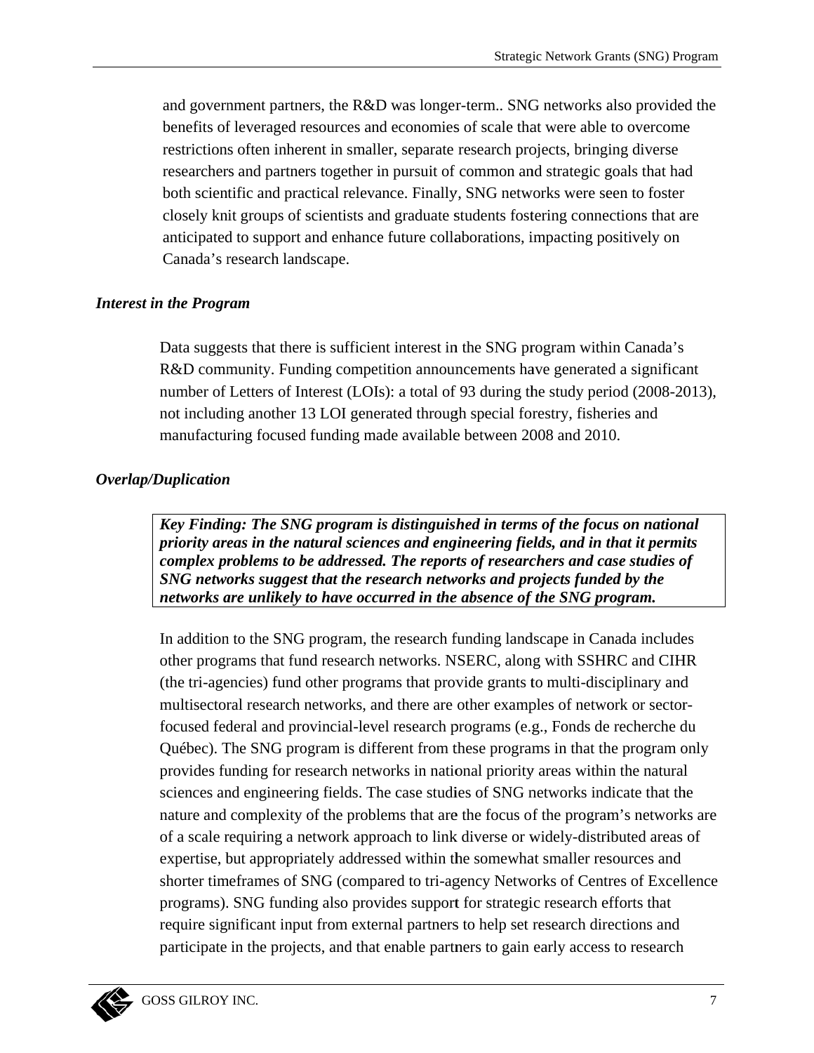and government partners, the R&D was longer-term.. SNG networks also provided the benefits of leveraged resources and economies of scale that were able to overcome restrictions often inherent in smaller, separate research projects, bringing diverse researchers and partners together in pursuit of common and strategic goals that had both scientific and practical relevance. Finally, SNG networks were seen to foster closely knit groups of scientists and graduate students fostering connections that are anticipated to support and enhance future collaborations, impacting positively on Canada's research landscape.

***Interest in the Program***

Data suggests that there is sufficient interest in the SNG program within Canada's R&D community. Funding competition announcements have generated a significant number of Letters of Interest (LOIs): a total of 93 during the study period (2008-2013), not including another 13 LOI generated through special forestry, fisheries and manufacturing focused funding made available between 2008 and 2010.

***Overlap/Duplication***

***Key Finding: The SNG program is distinguished in terms of the focus on national priority areas in the natural sciences and engineering fields, and in that it permits complex problems to be addressed. The reports of researchers and case studies of SNG networks suggest that the research networks and projects funded by the networks are unlikely to have occurred in the absence of the SNG program.***

In addition to the SNG program, the research funding landscape in Canada includes other programs that fund research networks. NSERC, along with SSHRC and CIHR (the tri-agencies) fund other programs that provide grants to multi-disciplinary and multisectoral research networks, and there are other examples of network or sector-focused federal and provincial-level research programs (e.g., Fonds de recherche du Québec). The SNG program is different from these programs in that the program only provides funding for research networks in national priority areas within the natural sciences and engineering fields. The case studies of SNG networks indicate that the nature and complexity of the problems that are the focus of the program's networks are of a scale requiring a network approach to link diverse or widely-distributed areas of expertise, but appropriately addressed within the somewhat smaller resources and shorter timeframes of SNG (compared to tri-agency Networks of Centres of Excellence programs). SNG funding also provides support for strategic research efforts that require significant input from external partners to help set research directions and participate in the projects, and that enable partners to gain early access to research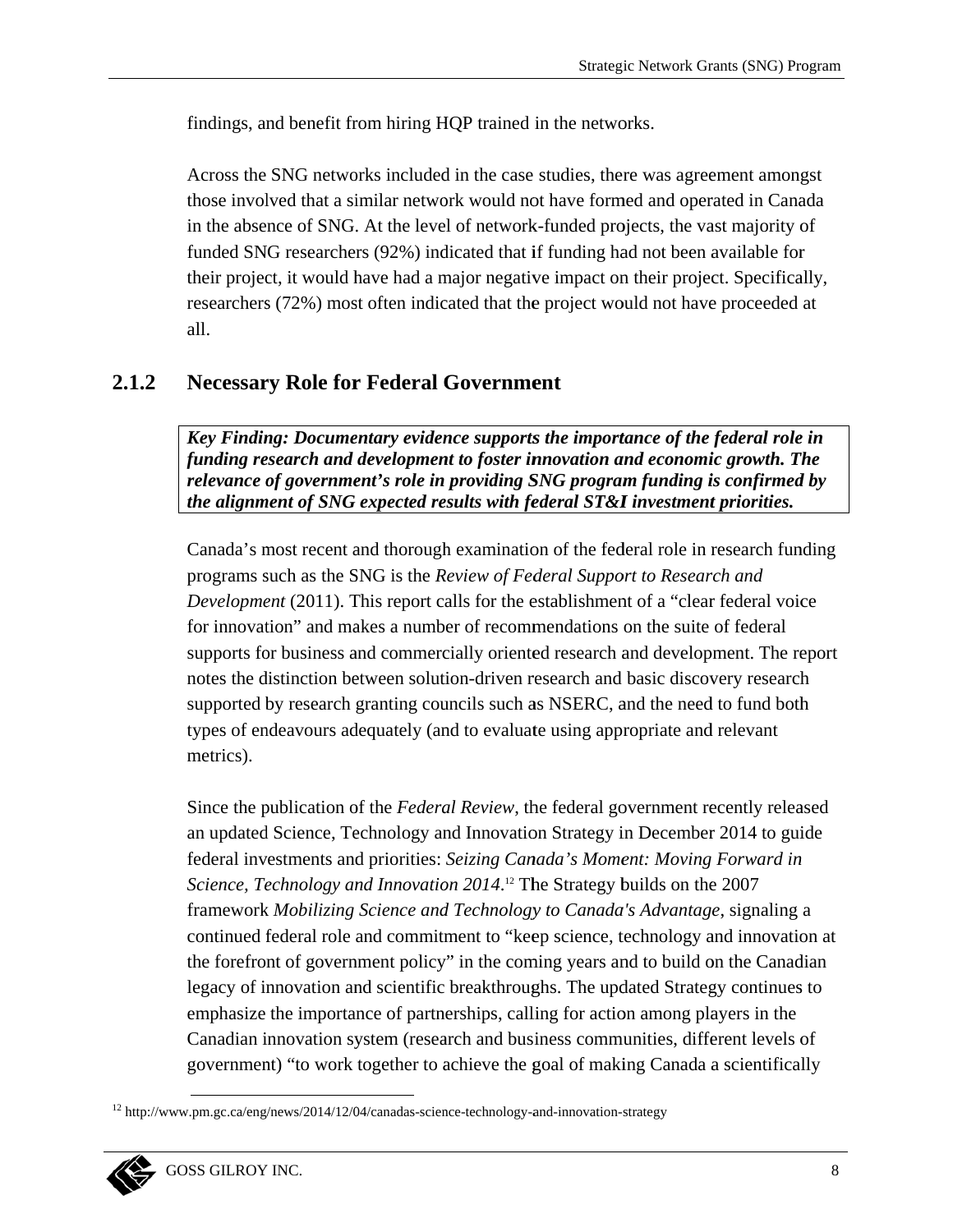findings, and benefit from hiring HQP trained in the networks.

Across the SNG networks included in the case studies, there was agreement amongst those involved that a similar network would not have formed and operated in Canada in the absence of SNG. At the level of network-funded projects, the vast majority of funded SNG researchers (92%) indicated that if funding had not been available for their project, it would have had a major negative impact on their project. Specifically, researchers (72%) most often indicated that the project would not have proceeded at all.

### 2.1.2 Necessary Role for Federal Government

***Key Finding: Documentary evidence supports the importance of the federal role in funding research and development to foster innovation and economic growth. The relevance of government's role in providing SNG program funding is confirmed by the alignment of SNG expected results with federal ST&I investment priorities.***

Canada's most recent and thorough examination of the federal role in research funding programs such as the SNG is the *Review of Federal Support to Research and Development* (2011). This report calls for the establishment of a "clear federal voice for innovation" and makes a number of recommendations on the suite of federal supports for business and commercially oriented research and development. The report notes the distinction between solution-driven research and basic discovery research supported by research granting councils such as NSERC, and the need to fund both types of endeavours adequately (and to evaluate using appropriate and relevant metrics).

Since the publication of the *Federal Review*, the federal government recently released an updated Science, Technology and Innovation Strategy in December 2014 to guide federal investments and priorities: *Seizing Canada's Moment: Moving Forward in Science, Technology and Innovation 2014*.[12] The Strategy builds on the 2007 framework *Mobilizing Science and Technology to Canada's Advantage*, signaling a continued federal role and commitment to "keep science, technology and innovation at the forefront of government policy" in the coming years and to build on the Canadian legacy of innovation and scientific breakthroughs. The updated Strategy continues to emphasize the importance of partnerships, calling for action among players in the Canadian innovation system (research and business communities, different levels of government) "to work together to achieve the goal of making Canada a scientifically

[12] http://www.pm.gc.ca/eng/news/2014/12/04/canadas-science-technology-and-innovation-strategy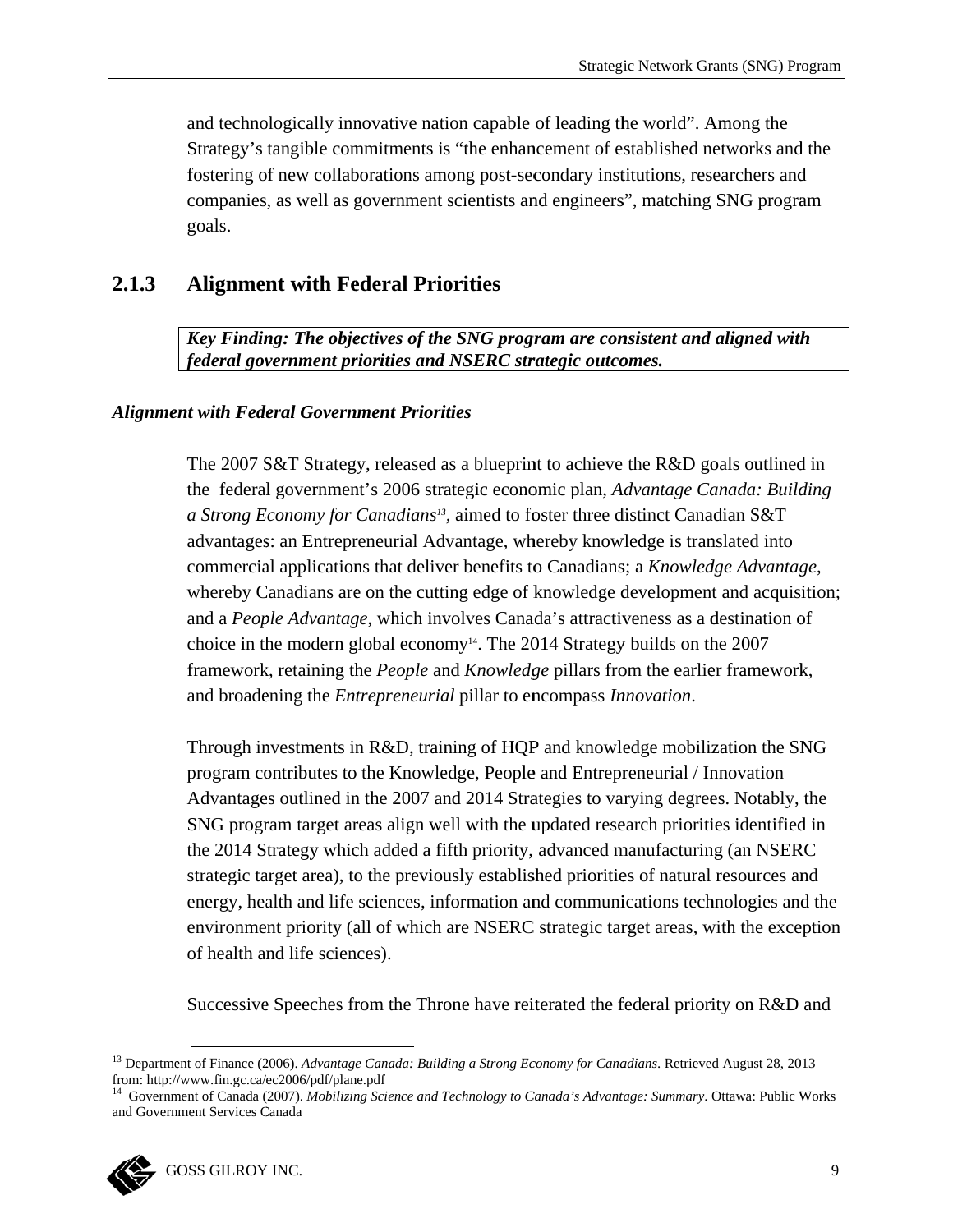and technologically innovative nation capable of leading the world". Among the Strategy's tangible commitments is "the enhancement of established networks and the fostering of new collaborations among post-secondary institutions, researchers and companies, as well as government scientists and engineers", matching SNG program goals.

### 2.1.3 Alignment with Federal Priorities

***Key Finding: The objectives of the SNG program are consistent and aligned with federal government priorities and NSERC strategic outcomes.***

***Alignment with Federal Government Priorities***

The 2007 S&T Strategy, released as a blueprint to achieve the R&D goals outlined in the federal government's 2006 strategic economic plan, *Advantage Canada: Building a Strong Economy for Canadians*[13], aimed to foster three distinct Canadian S&T advantages: an Entrepreneurial Advantage, whereby knowledge is translated into commercial applications that deliver benefits to Canadians; a *Knowledge Advantage*, whereby Canadians are on the cutting edge of knowledge development and acquisition; and a *People Advantage*, which involves Canada's attractiveness as a destination of choice in the modern global economy[14]. The 2014 Strategy builds on the 2007 framework, retaining the *People* and *Knowledge* pillars from the earlier framework, and broadening the *Entrepreneurial* pillar to encompass *Innovation*.

Through investments in R&D, training of HQP and knowledge mobilization the SNG program contributes to the Knowledge, People and Entrepreneurial / Innovation Advantages outlined in the 2007 and 2014 Strategies to varying degrees. Notably, the SNG program target areas align well with the updated research priorities identified in the 2014 Strategy which added a fifth priority, advanced manufacturing (an NSERC strategic target area), to the previously established priorities of natural resources and energy, health and life sciences, information and communications technologies and the environment priority (all of which are NSERC strategic target areas, with the exception of health and life sciences).

Successive Speeches from the Throne have reiterated the federal priority on R&D and

---

[13] Department of Finance (2006). *Advantage Canada: Building a Strong Economy for Canadians*. Retrieved August 28, 2013 from: http://www.fin.gc.ca/ec2006/pdf/plane.pdf

[14] Government of Canada (2007). *Mobilizing Science and Technology to Canada's Advantage: Summary*. Ottawa: Public Works and Government Services Canada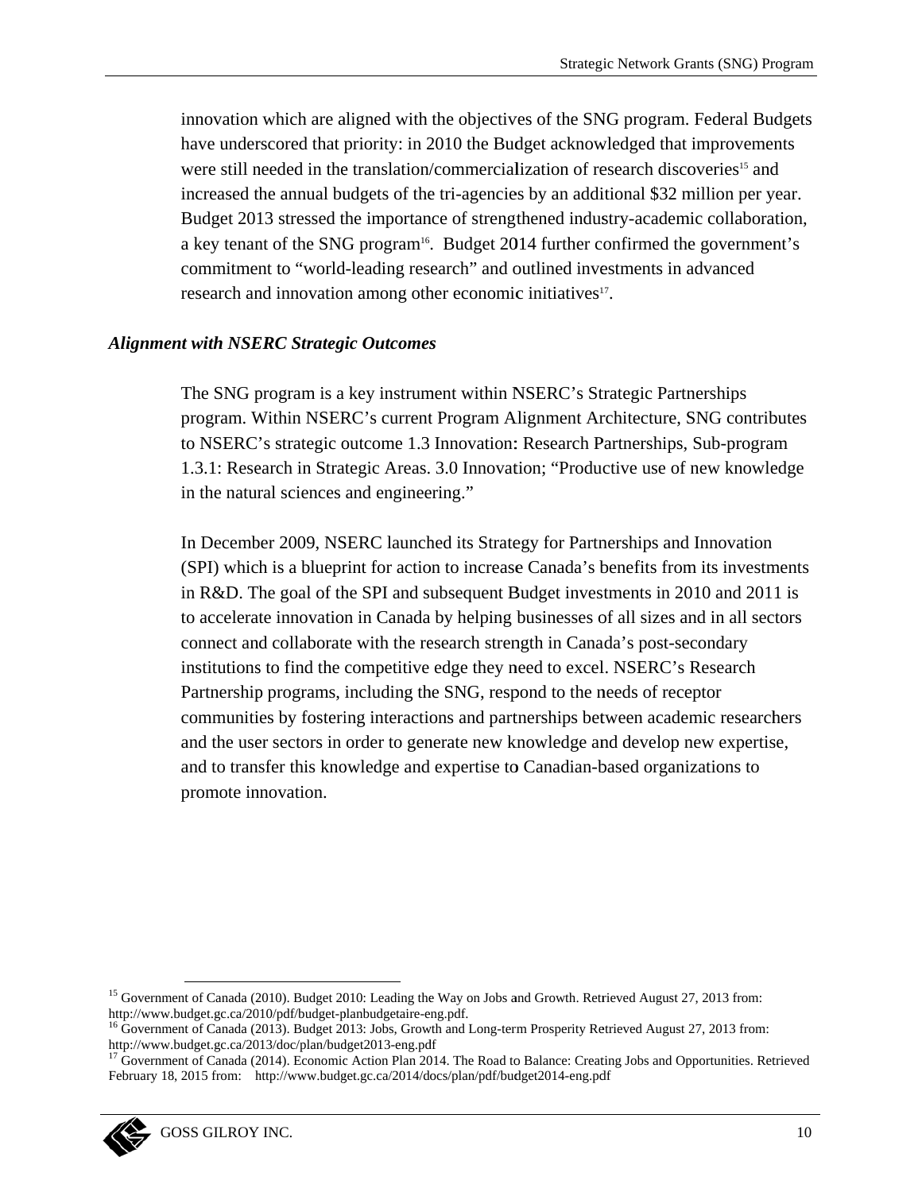innovation which are aligned with the objectives of the SNG program. Federal Budgets have underscored that priority: in 2010 the Budget acknowledged that improvements were still needed in the translation/commercialization of research discoveries[15] and increased the annual budgets of the tri-agencies by an additional $32 million per year. Budget 2013 stressed the importance of strengthened industry-academic collaboration, a key tenant of the SNG program[16]. Budget 2014 further confirmed the government's commitment to "world-leading research" and outlined investments in advanced research and innovation among other economic initiatives[17].

### *Alignment with NSERC Strategic Outcomes*

The SNG program is a key instrument within NSERC's Strategic Partnerships program. Within NSERC's current Program Alignment Architecture, SNG contributes to NSERC's strategic outcome 1.3 Innovation: Research Partnerships, Sub-program 1.3.1: Research in Strategic Areas. 3.0 Innovation; "Productive use of new knowledge in the natural sciences and engineering."

In December 2009, NSERC launched its Strategy for Partnerships and Innovation (SPI) which is a blueprint for action to increase Canada's benefits from its investments in R&D. The goal of the SPI and subsequent Budget investments in 2010 and 2011 is to accelerate innovation in Canada by helping businesses of all sizes and in all sectors connect and collaborate with the research strength in Canada's post-secondary institutions to find the competitive edge they need to excel. NSERC's Research Partnership programs, including the SNG, respond to the needs of receptor communities by fostering interactions and partnerships between academic researchers and the user sectors in order to generate new knowledge and develop new expertise, and to transfer this knowledge and expertise to Canadian-based organizations to promote innovation.

---

[15] Government of Canada (2010). Budget 2010: Leading the Way on Jobs and Growth. Retrieved August 27, 2013 from: http://www.budget.gc.ca/2010/pdf/budget-planbudgetaire-eng.pdf.

[16] Government of Canada (2013). Budget 2013: Jobs, Growth and Long-term Prosperity Retrieved August 27, 2013 from: http://www.budget.gc.ca/2013/doc/plan/budget2013-eng.pdf

[17] Government of Canada (2014). Economic Action Plan 2014. The Road to Balance: Creating Jobs and Opportunities. Retrieved February 18, 2015 from: http://www.budget.gc.ca/2014/docs/plan/pdf/budget2014-eng.pdf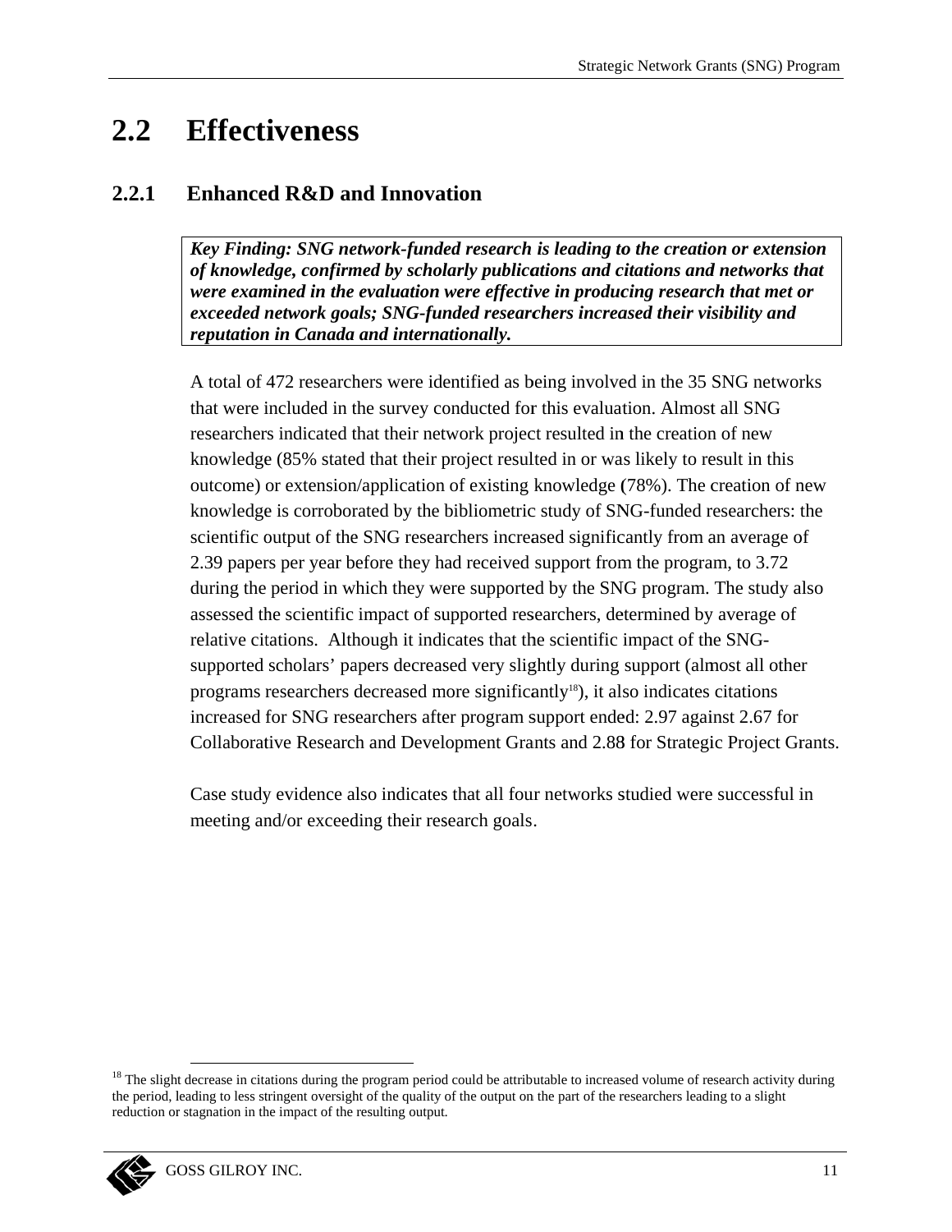## 2.2 Effectiveness

### 2.2.1 Enhanced R&D and Innovation

***Key Finding: SNG network-funded research is leading to the creation or extension of knowledge, confirmed by scholarly publications and citations and networks that were examined in the evaluation were effective in producing research that met or exceeded network goals; SNG-funded researchers increased their visibility and reputation in Canada and internationally.***

A total of 472 researchers were identified as being involved in the 35 SNG networks that were included in the survey conducted for this evaluation. Almost all SNG researchers indicated that their network project resulted in the creation of new knowledge (85% stated that their project resulted in or was likely to result in this outcome) or extension/application of existing knowledge (78%). The creation of new knowledge is corroborated by the bibliometric study of SNG-funded researchers: the scientific output of the SNG researchers increased significantly from an average of 2.39 papers per year before they had received support from the program, to 3.72 during the period in which they were supported by the SNG program. The study also assessed the scientific impact of supported researchers, determined by average of relative citations. Although it indicates that the scientific impact of the SNG-supported scholars' papers decreased very slightly during support (almost all other programs researchers decreased more significantly[18]), it also indicates citations increased for SNG researchers after program support ended: 2.97 against 2.67 for Collaborative Research and Development Grants and 2.88 for Strategic Project Grants.

Case study evidence also indicates that all four networks studied were successful in meeting and/or exceeding their research goals.

[18] The slight decrease in citations during the program period could be attributable to increased volume of research activity during the period, leading to less stringent oversight of the quality of the output on the part of the researchers leading to a slight reduction or stagnation in the impact of the resulting output.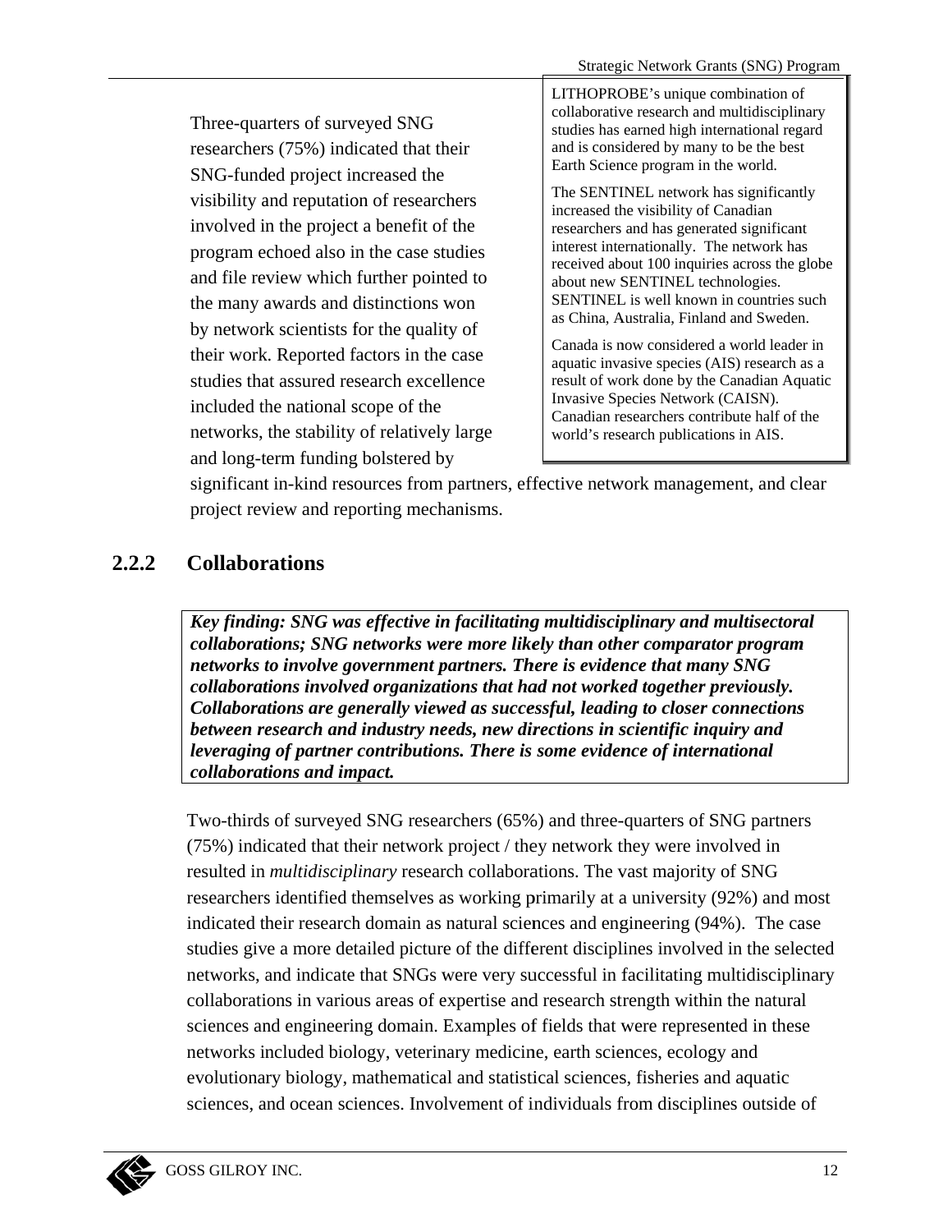Three-quarters of surveyed SNG researchers (75%) indicated that their SNG-funded project increased the visibility and reputation of researchers involved in the project a benefit of the program echoed also in the case studies and file review which further pointed to the many awards and distinctions won by network scientists for the quality of their work. Reported factors in the case studies that assured research excellence included the national scope of the networks, the stability of relatively large and long-term funding bolstered by significant in-kind resources from partners, effective network management, and clear project review and reporting mechanisms.

> LITHOPROBE's unique combination of collaborative research and multidisciplinary studies has earned high international regard and is considered by many to be the best Earth Science program in the world.
>
> The SENTINEL network has significantly increased the visibility of Canadian researchers and has generated significant interest internationally. The network has received about 100 inquiries across the globe about new SENTINEL technologies. SENTINEL is well known in countries such as China, Australia, Finland and Sweden.
>
> Canada is now considered a world leader in aquatic invasive species (AIS) research as a result of work done by the Canadian Aquatic Invasive Species Network (CAISN). Canadian researchers contribute half of the world's research publications in AIS.

### 2.2.2 Collaborations

***Key finding: SNG was effective in facilitating multidisciplinary and multisectoral collaborations; SNG networks were more likely than other comparator program networks to involve government partners. There is evidence that many SNG collaborations involved organizations that had not worked together previously. Collaborations are generally viewed as successful, leading to closer connections between research and industry needs, new directions in scientific inquiry and leveraging of partner contributions. There is some evidence of international collaborations and impact.***

Two-thirds of surveyed SNG researchers (65%) and three-quarters of SNG partners (75%) indicated that their network project / they network they were involved in resulted in *multidisciplinary* research collaborations. The vast majority of SNG researchers identified themselves as working primarily at a university (92%) and most indicated their research domain as natural sciences and engineering (94%). The case studies give a more detailed picture of the different disciplines involved in the selected networks, and indicate that SNGs were very successful in facilitating multidisciplinary collaborations in various areas of expertise and research strength within the natural sciences and engineering domain. Examples of fields that were represented in these networks included biology, veterinary medicine, earth sciences, ecology and evolutionary biology, mathematical and statistical sciences, fisheries and aquatic sciences, and ocean sciences. Involvement of individuals from disciplines outside of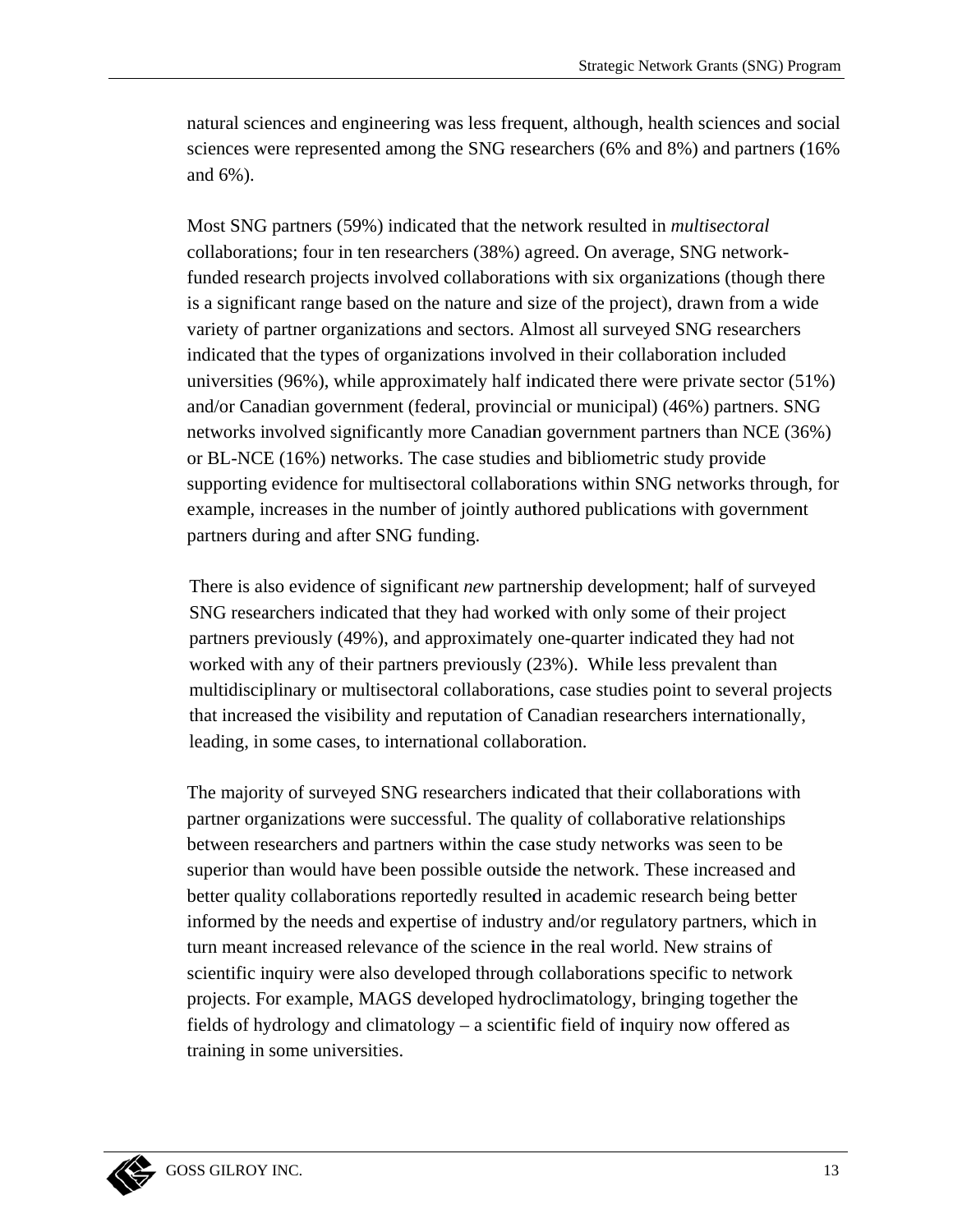natural sciences and engineering was less frequent, although, health sciences and social sciences were represented among the SNG researchers (6% and 8%) and partners (16% and 6%).

Most SNG partners (59%) indicated that the network resulted in *multisectoral* collaborations; four in ten researchers (38%) agreed. On average, SNG network-funded research projects involved collaborations with six organizations (though there is a significant range based on the nature and size of the project), drawn from a wide variety of partner organizations and sectors. Almost all surveyed SNG researchers indicated that the types of organizations involved in their collaboration included universities (96%), while approximately half indicated there were private sector (51%) and/or Canadian government (federal, provincial or municipal) (46%) partners. SNG networks involved significantly more Canadian government partners than NCE (36%) or BL-NCE (16%) networks. The case studies and bibliometric study provide supporting evidence for multisectoral collaborations within SNG networks through, for example, increases in the number of jointly authored publications with government partners during and after SNG funding.

There is also evidence of significant *new* partnership development; half of surveyed SNG researchers indicated that they had worked with only some of their project partners previously (49%), and approximately one-quarter indicated they had not worked with any of their partners previously (23%). While less prevalent than multidisciplinary or multisectoral collaborations, case studies point to several projects that increased the visibility and reputation of Canadian researchers internationally, leading, in some cases, to international collaboration.

The majority of surveyed SNG researchers indicated that their collaborations with partner organizations were successful. The quality of collaborative relationships between researchers and partners within the case study networks was seen to be superior than would have been possible outside the network. These increased and better quality collaborations reportedly resulted in academic research being better informed by the needs and expertise of industry and/or regulatory partners, which in turn meant increased relevance of the science in the real world. New strains of scientific inquiry were also developed through collaborations specific to network projects. For example, MAGS developed hydroclimatology, bringing together the fields of hydrology and climatology – a scientific field of inquiry now offered as training in some universities.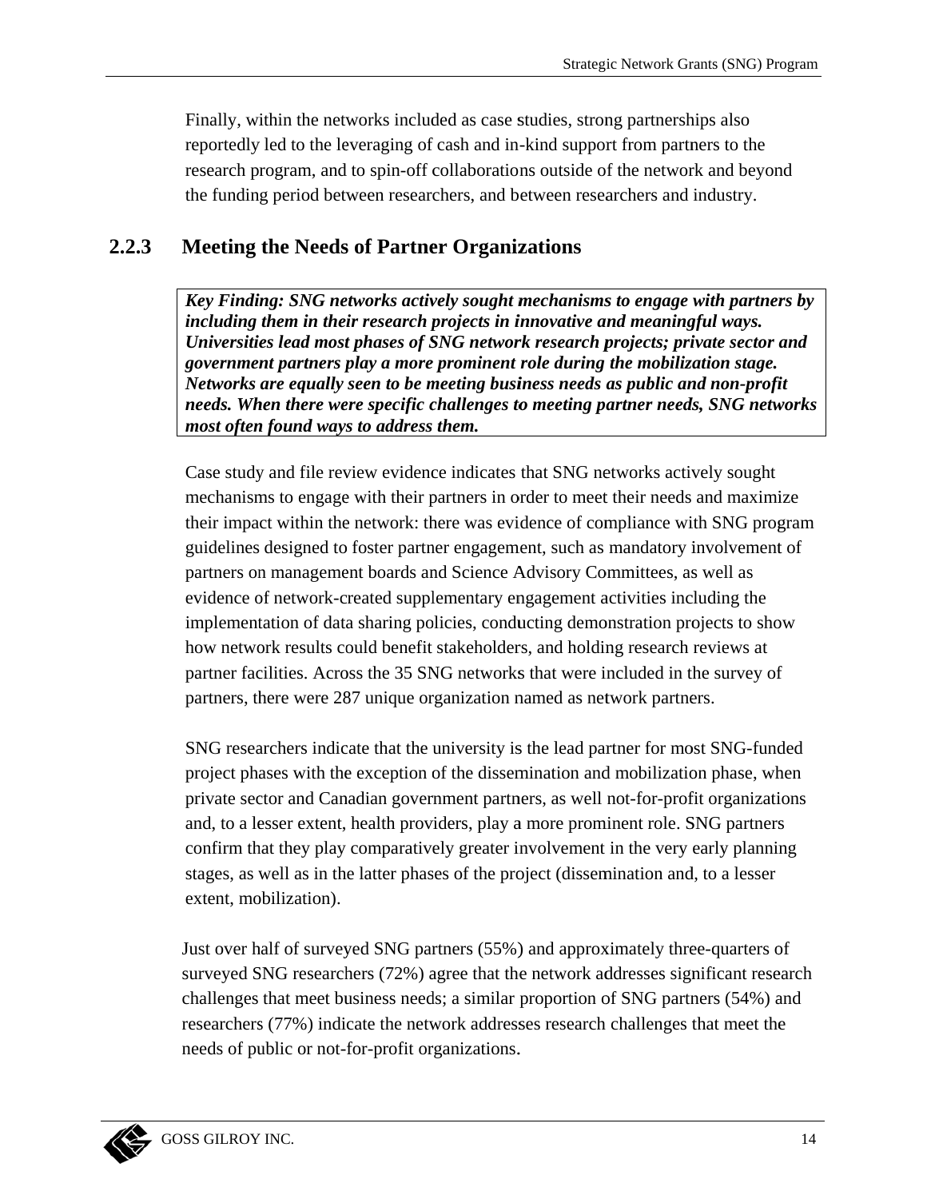Finally, within the networks included as case studies, strong partnerships also reportedly led to the leveraging of cash and in-kind support from partners to the research program, and to spin-off collaborations outside of the network and beyond the funding period between researchers, and between researchers and industry.

### 2.2.3 Meeting the Needs of Partner Organizations

***Key Finding: SNG networks actively sought mechanisms to engage with partners by including them in their research projects in innovative and meaningful ways. Universities lead most phases of SNG network research projects; private sector and government partners play a more prominent role during the mobilization stage. Networks are equally seen to be meeting business needs as public and non-profit needs. When there were specific challenges to meeting partner needs, SNG networks most often found ways to address them.***

Case study and file review evidence indicates that SNG networks actively sought mechanisms to engage with their partners in order to meet their needs and maximize their impact within the network: there was evidence of compliance with SNG program guidelines designed to foster partner engagement, such as mandatory involvement of partners on management boards and Science Advisory Committees, as well as evidence of network-created supplementary engagement activities including the implementation of data sharing policies, conducting demonstration projects to show how network results could benefit stakeholders, and holding research reviews at partner facilities. Across the 35 SNG networks that were included in the survey of partners, there were 287 unique organization named as network partners.

SNG researchers indicate that the university is the lead partner for most SNG-funded project phases with the exception of the dissemination and mobilization phase, when private sector and Canadian government partners, as well not-for-profit organizations and, to a lesser extent, health providers, play a more prominent role. SNG partners confirm that they play comparatively greater involvement in the very early planning stages, as well as in the latter phases of the project (dissemination and, to a lesser extent, mobilization).

Just over half of surveyed SNG partners (55%) and approximately three-quarters of surveyed SNG researchers (72%) agree that the network addresses significant research challenges that meet business needs; a similar proportion of SNG partners (54%) and researchers (77%) indicate the network addresses research challenges that meet the needs of public or not-for-profit organizations.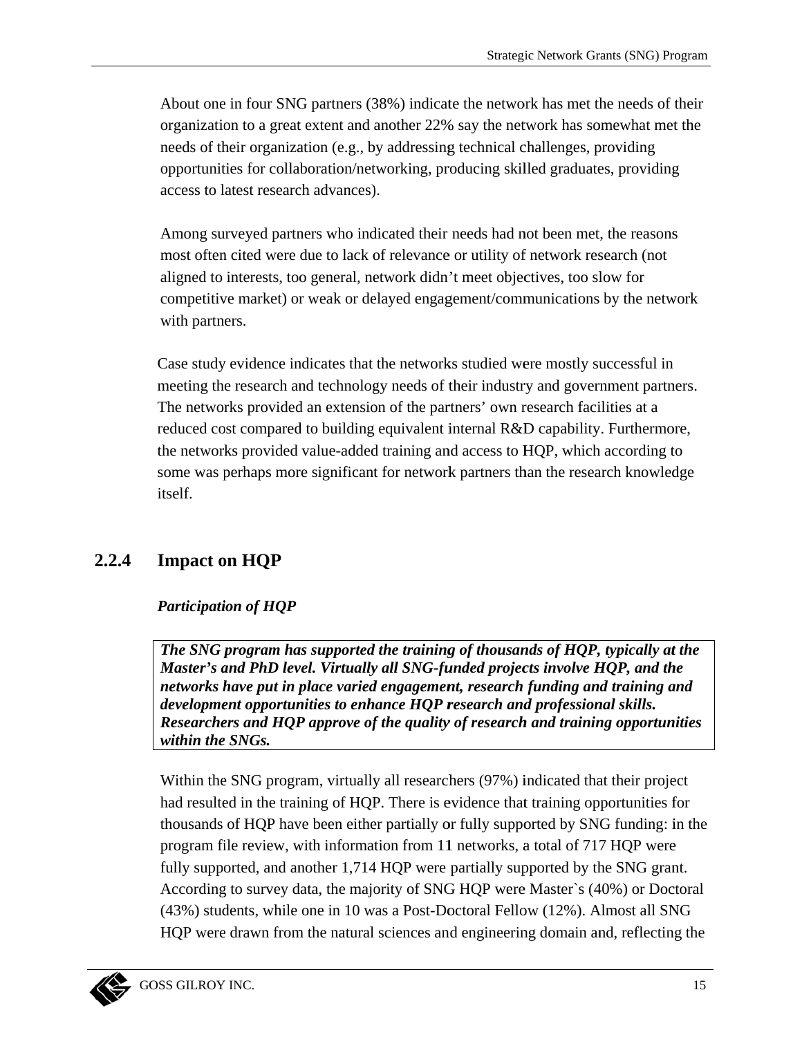About one in four SNG partners (38%) indicate the network has met the needs of their organization to a great extent and another 22% say the network has somewhat met the needs of their organization (e.g., by addressing technical challenges, providing opportunities for collaboration/networking, producing skilled graduates, providing access to latest research advances).

Among surveyed partners who indicated their needs had not been met, the reasons most often cited were due to lack of relevance or utility of network research (not aligned to interests, too general, network didn't meet objectives, too slow for competitive market) or weak or delayed engagement/communications by the network with partners.

Case study evidence indicates that the networks studied were mostly successful in meeting the research and technology needs of their industry and government partners. The networks provided an extension of the partners' own research facilities at a reduced cost compared to building equivalent internal R&D capability. Furthermore, the networks provided value-added training and access to HQP, which according to some was perhaps more significant for network partners than the research knowledge itself.

### 2.2.4 Impact on HQP

***Participation of HQP***

> ***The SNG program has supported the training of thousands of HQP, typically at the Master's and PhD level. Virtually all SNG-funded projects involve HQP, and the networks have put in place varied engagement, research funding and training and development opportunities to enhance HQP research and professional skills. Researchers and HQP approve of the quality of research and training opportunities within the SNGs.***

Within the SNG program, virtually all researchers (97%) indicated that their project had resulted in the training of HQP. There is evidence that training opportunities for thousands of HQP have been either partially or fully supported by SNG funding: in the program file review, with information from 11 networks, a total of 717 HQP were fully supported, and another 1,714 HQP were partially supported by the SNG grant. According to survey data, the majority of SNG HQP were Master`s (40%) or Doctoral (43%) students, while one in 10 was a Post-Doctoral Fellow (12%). Almost all SNG HQP were drawn from the natural sciences and engineering domain and, reflecting the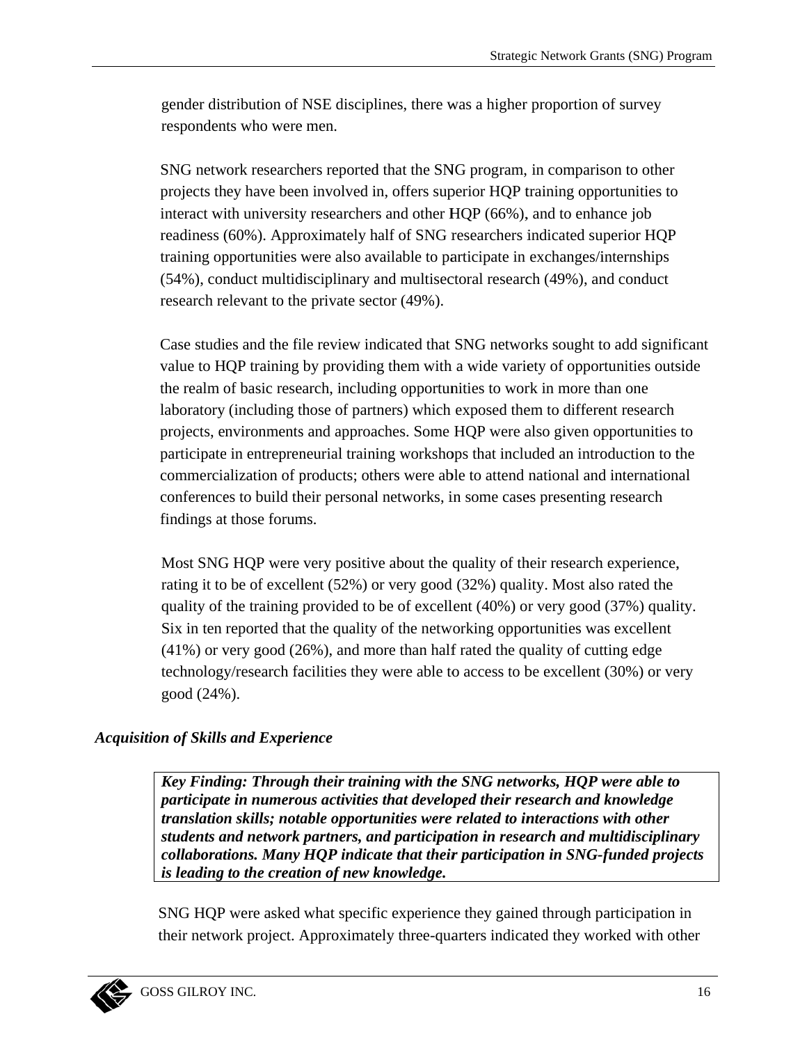gender distribution of NSE disciplines, there was a higher proportion of survey respondents who were men.

SNG network researchers reported that the SNG program, in comparison to other projects they have been involved in, offers superior HQP training opportunities to interact with university researchers and other HQP (66%), and to enhance job readiness (60%). Approximately half of SNG researchers indicated superior HQP training opportunities were also available to participate in exchanges/internships (54%), conduct multidisciplinary and multisectoral research (49%), and conduct research relevant to the private sector (49%).

Case studies and the file review indicated that SNG networks sought to add significant value to HQP training by providing them with a wide variety of opportunities outside the realm of basic research, including opportunities to work in more than one laboratory (including those of partners) which exposed them to different research projects, environments and approaches. Some HQP were also given opportunities to participate in entrepreneurial training workshops that included an introduction to the commercialization of products; others were able to attend national and international conferences to build their personal networks, in some cases presenting research findings at those forums.

Most SNG HQP were very positive about the quality of their research experience, rating it to be of excellent (52%) or very good (32%) quality. Most also rated the quality of the training provided to be of excellent (40%) or very good (37%) quality. Six in ten reported that the quality of the networking opportunities was excellent (41%) or very good (26%), and more than half rated the quality of cutting edge technology/research facilities they were able to access to be excellent (30%) or very good (24%).

### *Acquisition of Skills and Experience*

> ***Key Finding: Through their training with the SNG networks, HQP were able to participate in numerous activities that developed their research and knowledge translation skills; notable opportunities were related to interactions with other students and network partners, and participation in research and multidisciplinary collaborations. Many HQP indicate that their participation in SNG-funded projects is leading to the creation of new knowledge.***

SNG HQP were asked what specific experience they gained through participation in their network project. Approximately three-quarters indicated they worked with other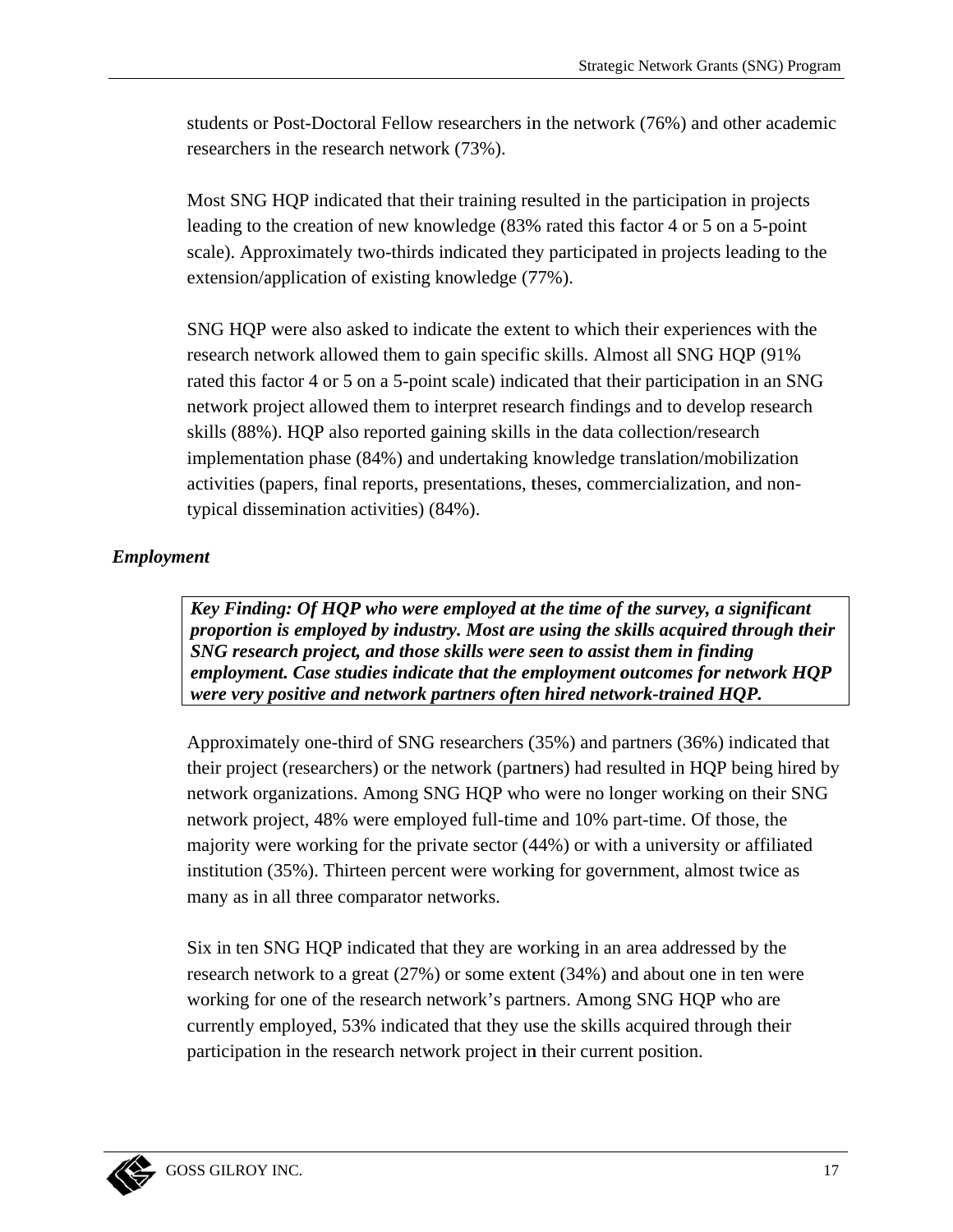students or Post-Doctoral Fellow researchers in the network (76%) and other academic researchers in the research network (73%).

Most SNG HQP indicated that their training resulted in the participation in projects leading to the creation of new knowledge (83% rated this factor 4 or 5 on a 5-point scale). Approximately two-thirds indicated they participated in projects leading to the extension/application of existing knowledge (77%).

SNG HQP were also asked to indicate the extent to which their experiences with the research network allowed them to gain specific skills. Almost all SNG HQP (91% rated this factor 4 or 5 on a 5-point scale) indicated that their participation in an SNG network project allowed them to interpret research findings and to develop research skills (88%). HQP also reported gaining skills in the data collection/research implementation phase (84%) and undertaking knowledge translation/mobilization activities (papers, final reports, presentations, theses, commercialization, and non-typical dissemination activities) (84%).

### *Employment*

> ***Key Finding: Of HQP who were employed at the time of the survey, a significant proportion is employed by industry. Most are using the skills acquired through their SNG research project, and those skills were seen to assist them in finding employment. Case studies indicate that the employment outcomes for network HQP were very positive and network partners often hired network-trained HQP.***

Approximately one-third of SNG researchers (35%) and partners (36%) indicated that their project (researchers) or the network (partners) had resulted in HQP being hired by network organizations. Among SNG HQP who were no longer working on their SNG network project, 48% were employed full-time and 10% part-time. Of those, the majority were working for the private sector (44%) or with a university or affiliated institution (35%). Thirteen percent were working for government, almost twice as many as in all three comparator networks.

Six in ten SNG HQP indicated that they are working in an area addressed by the research network to a great (27%) or some extent (34%) and about one in ten were working for one of the research network's partners. Among SNG HQP who are currently employed, 53% indicated that they use the skills acquired through their participation in the research network project in their current position.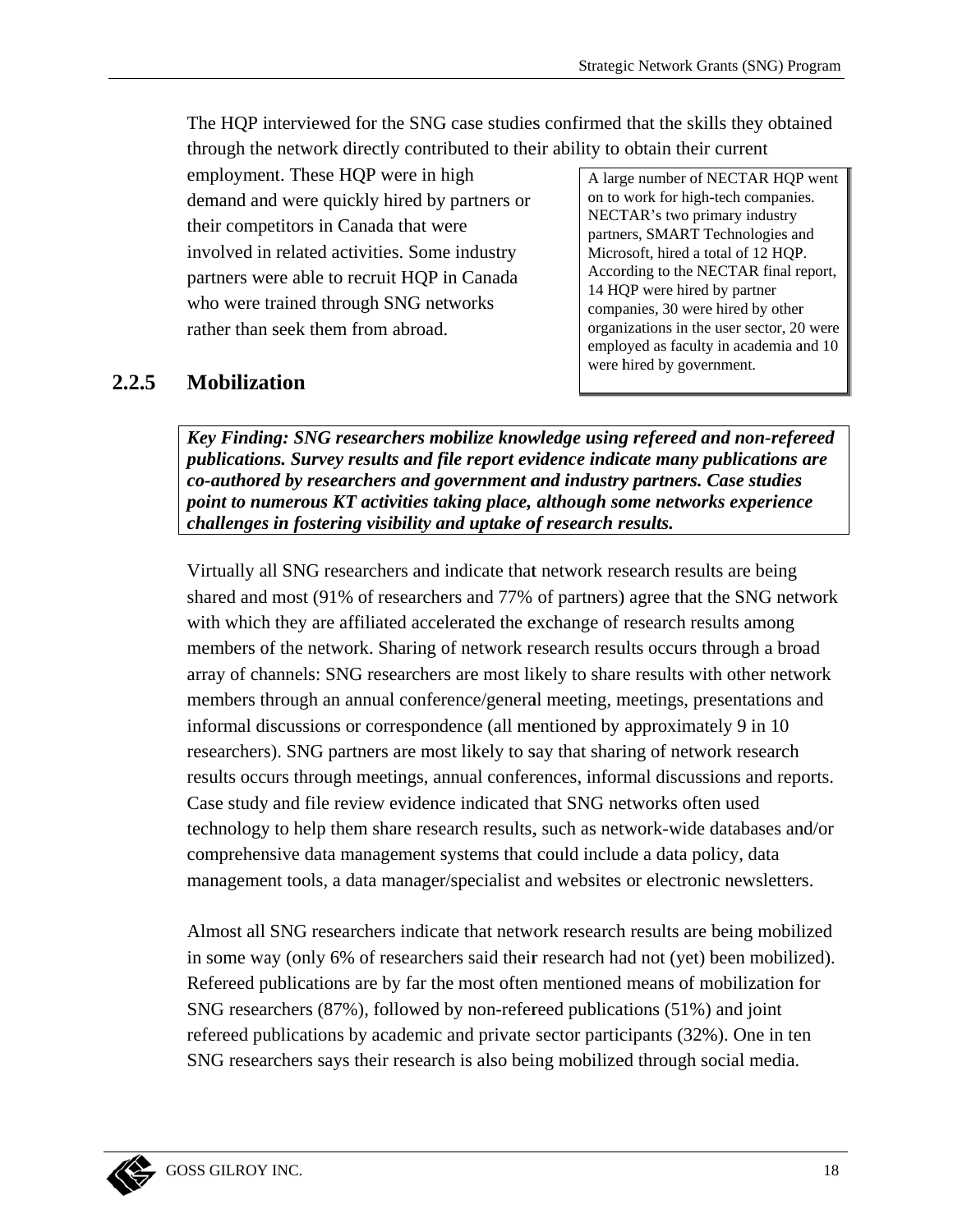The HQP interviewed for the SNG case studies confirmed that the skills they obtained through the network directly contributed to their ability to obtain their current employment. These HQP were in high demand and were quickly hired by partners or their competitors in Canada that were involved in related activities. Some industry partners were able to recruit HQP in Canada who were trained through SNG networks rather than seek them from abroad.

> A large number of NECTAR HQP went on to work for high-tech companies. NECTAR's two primary industry partners, SMART Technologies and Microsoft, hired a total of 12 HQP. According to the NECTAR final report, 14 HQP were hired by partner companies, 30 were hired by other organizations in the user sector, 20 were employed as faculty in academia and 10 were hired by government.

### 2.2.5 Mobilization

***Key Finding: SNG researchers mobilize knowledge using refereed and non-refereed publications. Survey results and file report evidence indicate many publications are co-authored by researchers and government and industry partners. Case studies point to numerous KT activities taking place, although some networks experience challenges in fostering visibility and uptake of research results.***

Virtually all SNG researchers and indicate that network research results are being shared and most (91% of researchers and 77% of partners) agree that the SNG network with which they are affiliated accelerated the exchange of research results among members of the network. Sharing of network research results occurs through a broad array of channels: SNG researchers are most likely to share results with other network members through an annual conference/general meeting, meetings, presentations and informal discussions or correspondence (all mentioned by approximately 9 in 10 researchers). SNG partners are most likely to say that sharing of network research results occurs through meetings, annual conferences, informal discussions and reports. Case study and file review evidence indicated that SNG networks often used technology to help them share research results, such as network-wide databases and/or comprehensive data management systems that could include a data policy, data management tools, a data manager/specialist and websites or electronic newsletters.

Almost all SNG researchers indicate that network research results are being mobilized in some way (only 6% of researchers said their research had not (yet) been mobilized). Refereed publications are by far the most often mentioned means of mobilization for SNG researchers (87%), followed by non-refereed publications (51%) and joint refereed publications by academic and private sector participants (32%). One in ten SNG researchers says their research is also being mobilized through social media.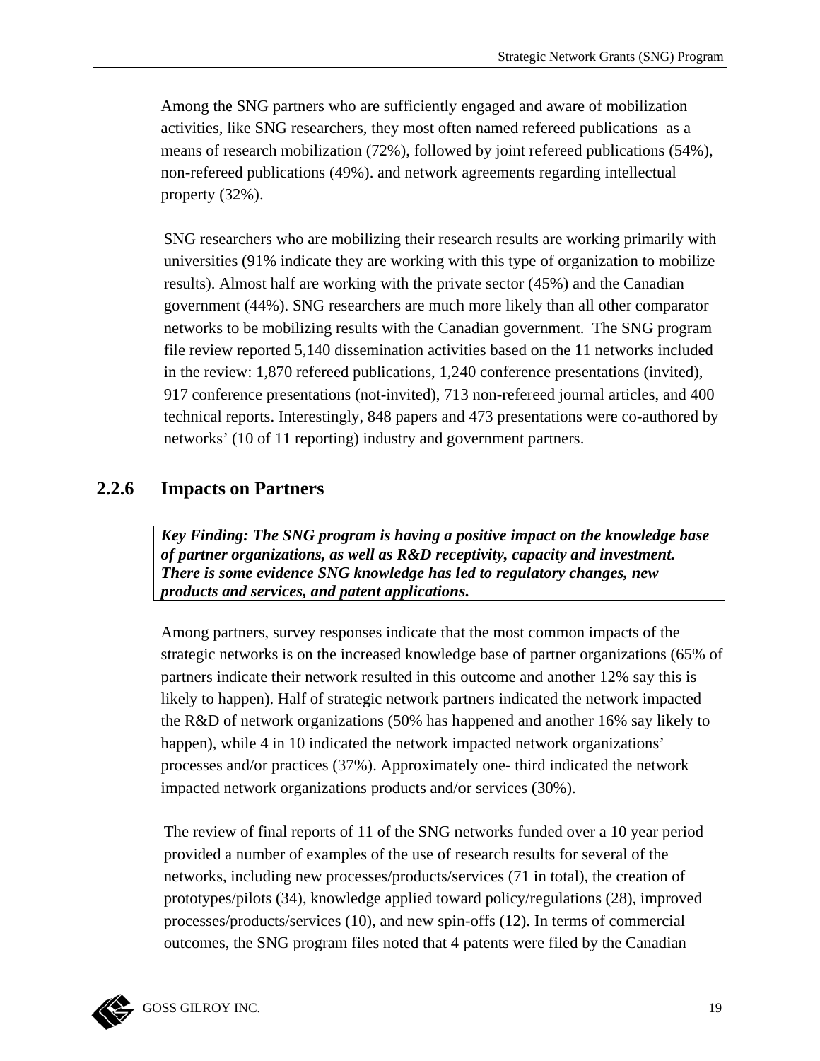Among the SNG partners who are sufficiently engaged and aware of mobilization activities, like SNG researchers, they most often named refereed publications  as a means of research mobilization (72%), followed by joint refereed publications (54%), non-refereed publications (49%). and network agreements regarding intellectual property (32%).

SNG researchers who are mobilizing their research results are working primarily with universities (91% indicate they are working with this type of organization to mobilize results). Almost half are working with the private sector (45%) and the Canadian government (44%). SNG researchers are much more likely than all other comparator networks to be mobilizing results with the Canadian government.  The SNG program file review reported 5,140 dissemination activities based on the 11 networks included in the review: 1,870 refereed publications, 1,240 conference presentations (invited), 917 conference presentations (not-invited), 713 non-refereed journal articles, and 400 technical reports. Interestingly, 848 papers and 473 presentations were co-authored by networks' (10 of 11 reporting) industry and government partners.

### 2.2.6 Impacts on Partners

***Key Finding: The SNG program is having a positive impact on the knowledge base of partner organizations, as well as R&D receptivity, capacity and investment. There is some evidence SNG knowledge has led to regulatory changes, new products and services, and patent applications.***

Among partners, survey responses indicate that the most common impacts of the strategic networks is on the increased knowledge base of partner organizations (65% of partners indicate their network resulted in this outcome and another 12% say this is likely to happen). Half of strategic network partners indicated the network impacted the R&D of network organizations (50% has happened and another 16% say likely to happen), while 4 in 10 indicated the network impacted network organizations' processes and/or practices (37%). Approximately one- third indicated the network impacted network organizations products and/or services (30%).

The review of final reports of 11 of the SNG networks funded over a 10 year period provided a number of examples of the use of research results for several of the networks, including new processes/products/services (71 in total), the creation of prototypes/pilots (34), knowledge applied toward policy/regulations (28), improved processes/products/services (10), and new spin-offs (12). In terms of commercial outcomes, the SNG program files noted that 4 patents were filed by the Canadian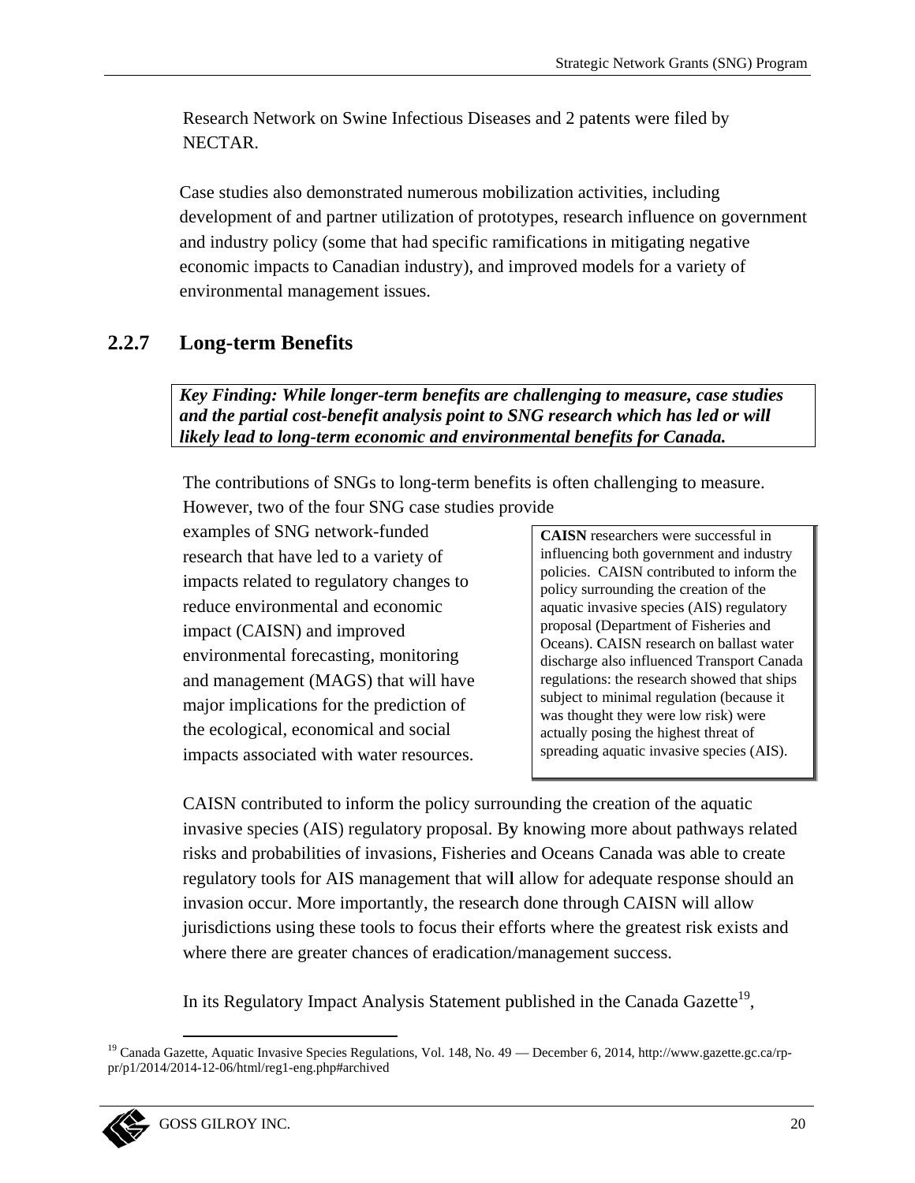Research Network on Swine Infectious Diseases and 2 patents were filed by NECTAR.

Case studies also demonstrated numerous mobilization activities, including development of and partner utilization of prototypes, research influence on government and industry policy (some that had specific ramifications in mitigating negative economic impacts to Canadian industry), and improved models for a variety of environmental management issues.

### 2.2.7 Long-term Benefits

> ***Key Finding: While longer-term benefits are challenging to measure, case studies and the partial cost-benefit analysis point to SNG research which has led or will likely lead to long-term economic and environmental benefits for Canada.***

The contributions of SNGs to long-term benefits is often challenging to measure. However, two of the four SNG case studies provide examples of SNG network-funded research that have led to a variety of impacts related to regulatory changes to reduce environmental and economic impact (CAISN) and improved environmental forecasting, monitoring and management (MAGS) that will have major implications for the prediction of the ecological, economical and social impacts associated with water resources.

> **CAISN** researchers were successful in influencing both government and industry policies. CAISN contributed to inform the policy surrounding the creation of the aquatic invasive species (AIS) regulatory proposal (Department of Fisheries and Oceans). CAISN research on ballast water discharge also influenced Transport Canada regulations: the research showed that ships subject to minimal regulation (because it was thought they were low risk) were actually posing the highest threat of spreading aquatic invasive species (AIS).

CAISN contributed to inform the policy surrounding the creation of the aquatic invasive species (AIS) regulatory proposal. By knowing more about pathways related risks and probabilities of invasions, Fisheries and Oceans Canada was able to create regulatory tools for AIS management that will allow for adequate response should an invasion occur. More importantly, the research done through CAISN will allow jurisdictions using these tools to focus their efforts where the greatest risk exists and where there are greater chances of eradication/management success.

In its Regulatory Impact Analysis Statement published in the Canada Gazette[19],

[19] Canada Gazette, Aquatic Invasive Species Regulations, Vol. 148, No. 49 — December 6, 2014, http://www.gazette.gc.ca/rp-pr/p1/2014/2014-12-06/html/reg1-eng.php#archived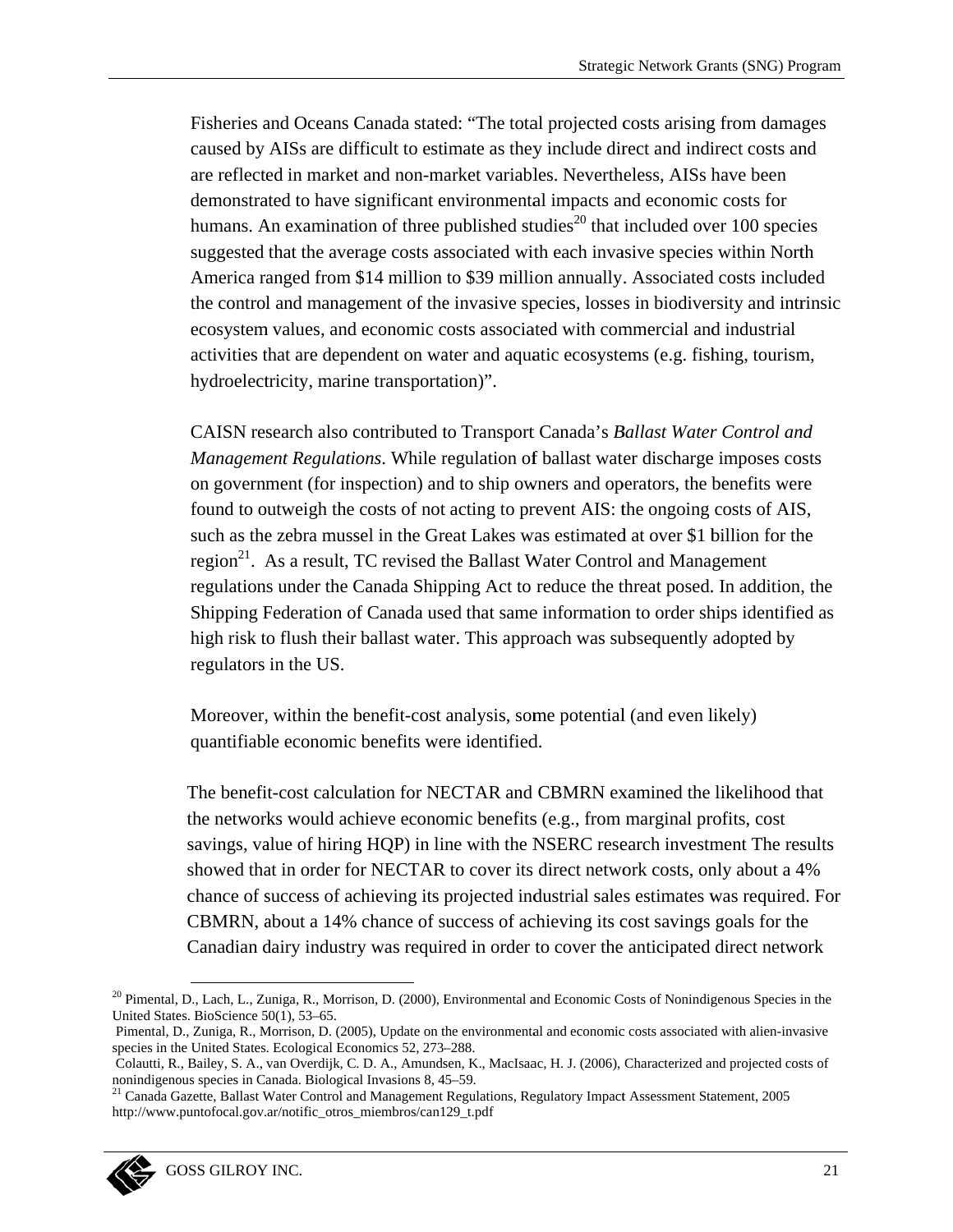Fisheries and Oceans Canada stated: “The total projected costs arising from damages caused by AISs are difficult to estimate as they include direct and indirect costs and are reflected in market and non-market variables. Nevertheless, AISs have been demonstrated to have significant environmental impacts and economic costs for humans. An examination of three published studies[20] that included over 100 species suggested that the average costs associated with each invasive species within North America ranged from $14 million to $39 million annually. Associated costs included the control and management of the invasive species, losses in biodiversity and intrinsic ecosystem values, and economic costs associated with commercial and industrial activities that are dependent on water and aquatic ecosystems (e.g. fishing, tourism, hydroelectricity, marine transportation)”.

CAISN research also contributed to Transport Canada’s *Ballast Water Control and Management Regulations*. While regulation of ballast water discharge imposes costs on government (for inspection) and to ship owners and operators, the benefits were found to outweigh the costs of not acting to prevent AIS: the ongoing costs of AIS, such as the zebra mussel in the Great Lakes was estimated at over $1 billion for the region[21]. As a result, TC revised the Ballast Water Control and Management regulations under the Canada Shipping Act to reduce the threat posed. In addition, the Shipping Federation of Canada used that same information to order ships identified as high risk to flush their ballast water. This approach was subsequently adopted by regulators in the US.

Moreover, within the benefit-cost analysis, some potential (and even likely) quantifiable economic benefits were identified.

The benefit-cost calculation for NECTAR and CBMRN examined the likelihood that the networks would achieve economic benefits (e.g., from marginal profits, cost savings, value of hiring HQP) in line with the NSERC research investment The results showed that in order for NECTAR to cover its direct network costs, only about a 4% chance of success of achieving its projected industrial sales estimates was required. For CBMRN, about a 14% chance of success of achieving its cost savings goals for the Canadian dairy industry was required in order to cover the anticipated direct network

---

[20] Pimental, D., Lach, L., Zuniga, R., Morrison, D. (2000), Environmental and Economic Costs of Nonindigenous Species in the United States. BioScience 50(1), 53–65.
Pimental, D., Zuniga, R., Morrison, D. (2005), Update on the environmental and economic costs associated with alien-invasive species in the United States. Ecological Economics 52, 273–288.
Colautti, R., Bailey, S. A., van Overdijk, C. D. A., Amundsen, K., MacIsaac, H. J. (2006), Characterized and projected costs of nonindigenous species in Canada. Biological Invasions 8, 45–59.

[21] Canada Gazette, Ballast Water Control and Management Regulations, Regulatory Impact Assessment Statement, 2005 http://www.puntofocal.gov.ar/notific_otros_miembros/can129_t.pdf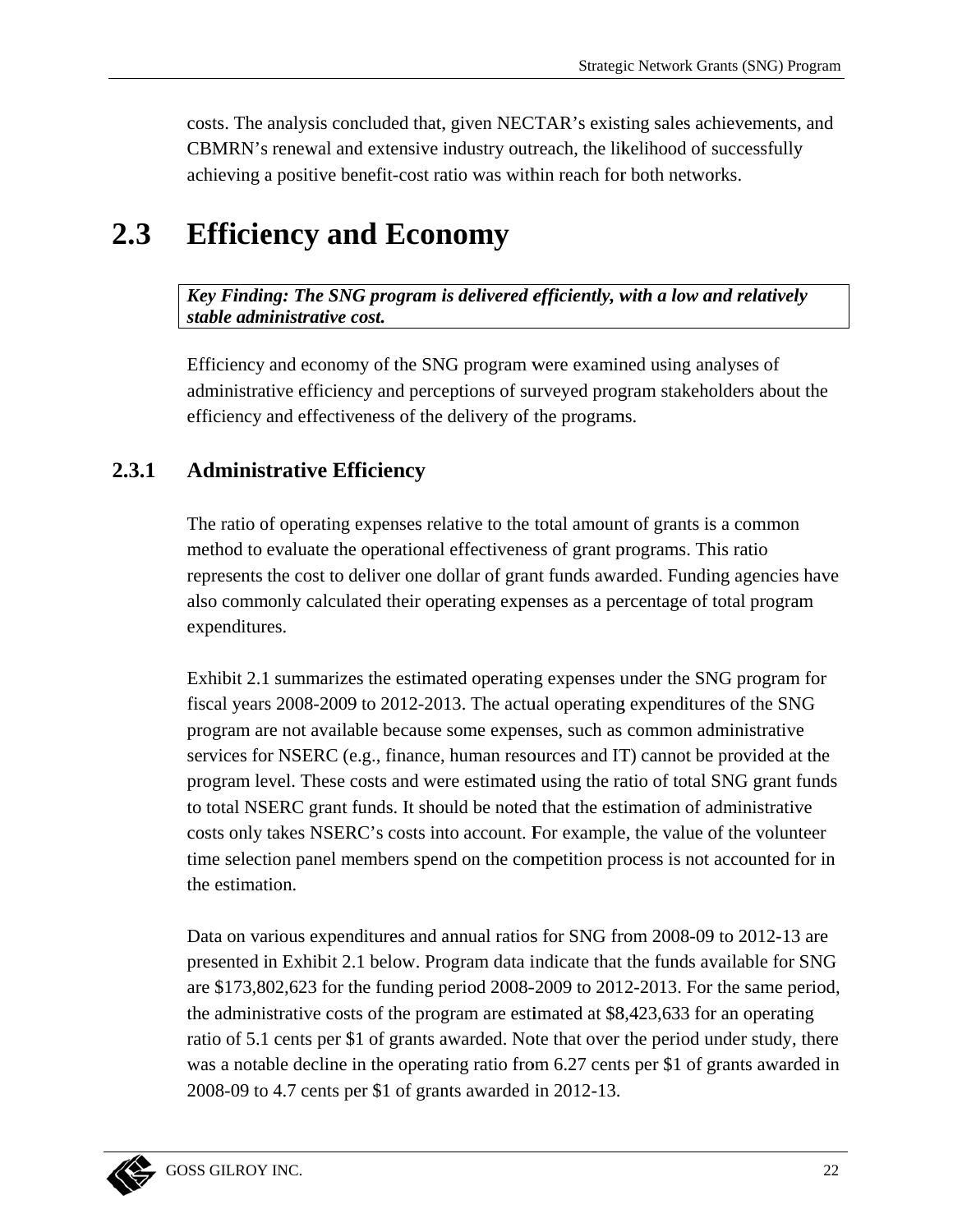costs. The analysis concluded that, given NECTAR's existing sales achievements, and CBMRN's renewal and extensive industry outreach, the likelihood of successfully achieving a positive benefit-cost ratio was within reach for both networks.

## 2.3 Efficiency and Economy

***Key Finding: The SNG program is delivered efficiently, with a low and relatively stable administrative cost.***

Efficiency and economy of the SNG program were examined using analyses of administrative efficiency and perceptions of surveyed program stakeholders about the efficiency and effectiveness of the delivery of the programs.

### 2.3.1 Administrative Efficiency

The ratio of operating expenses relative to the total amount of grants is a common method to evaluate the operational effectiveness of grant programs. This ratio represents the cost to deliver one dollar of grant funds awarded. Funding agencies have also commonly calculated their operating expenses as a percentage of total program expenditures.

Exhibit 2.1 summarizes the estimated operating expenses under the SNG program for fiscal years 2008-2009 to 2012-2013. The actual operating expenditures of the SNG program are not available because some expenses, such as common administrative services for NSERC (e.g., finance, human resources and IT) cannot be provided at the program level. These costs and were estimated using the ratio of total SNG grant funds to total NSERC grant funds. It should be noted that the estimation of administrative costs only takes NSERC's costs into account. For example, the value of the volunteer time selection panel members spend on the competition process is not accounted for in the estimation.

Data on various expenditures and annual ratios for SNG from 2008-09 to 2012-13 are presented in Exhibit 2.1 below. Program data indicate that the funds available for SNG are $173,802,623 for the funding period 2008-2009 to 2012-2013. For the same period, the administrative costs of the program are estimated at $8,423,633 for an operating ratio of 5.1 cents per $1 of grants awarded. Note that over the period under study, there was a notable decline in the operating ratio from 6.27 cents per $1 of grants awarded in 2008-09 to 4.7 cents per $1 of grants awarded in 2012-13.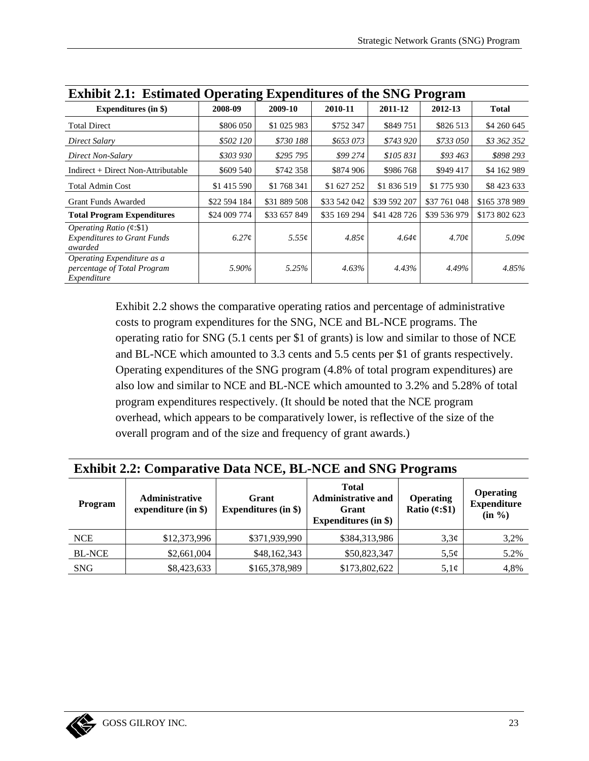## Exhibit 2.1: Estimated Operating Expenditures of the SNG Program

| Expenditures (in $) | 2008-09 | 2009-10 | 2010-11 | 2011-12 | 2012-13 | Total |
|---|---|---|---|---|---|---|
| Total Direct | $806 050 | $1 025 983 | $752 347 | $849 751 | $826 513 | $4 260 645 |
| *Direct Salary* | *$502 120* | *$730 188* | *$653 073* | *$743 920* | *$733 050* | *$3 362 352* |
| *Direct Non-Salary* | *$303 930* | *$295 795* | *$99 274* | *$105 831* | *$93 463* | *$898 293* |
| Indirect + Direct Non-Attributable | $609 540 | $742 358 | $874 906 | $986 768 | $949 417 | $4 162 989 |
| Total Admin Cost | $1 415 590 | $1 768 341 | $1 627 252 | $1 836 519 | $1 775 930 | $8 423 633 |
| Grant Funds Awarded | $22 594 184 | $31 889 508 | $33 542 042 | $39 592 207 | $37 761 048 | $165 378 989 |
| **Total Program Expenditures** | $24 009 774 | $33 657 849 | $35 169 294 | $41 428 726 | $39 536 979 | $173 802 623 |
| *Operating Ratio (¢:$1) Expenditures to Grant Funds awarded* | *6.27¢* | *5.55¢* | *4.85¢* | *4.64¢* | *4.70¢* | *5.09¢* |
| *Operating Expenditure as a percentage of Total Program Expenditure* | *5.90%* | *5.25%* | *4.63%* | *4.43%* | *4.49%* | *4.85%* |

Exhibit 2.2 shows the comparative operating ratios and percentage of administrative costs to program expenditures for the SNG, NCE and BL-NCE programs. The operating ratio for SNG (5.1 cents per $1 of grants) is low and similar to those of NCE and BL-NCE which amounted to 3.3 cents and 5.5 cents per $1 of grants respectively. Operating expenditures of the SNG program (4.8% of total program expenditures) are also low and similar to NCE and BL-NCE which amounted to 3.2% and 5.28% of total program expenditures respectively. (It should be noted that the NCE program overhead, which appears to be comparatively lower, is reflective of the size of the overall program and of the size and frequency of grant awards.)

## Exhibit 2.2: Comparative Data NCE, BL-NCE and SNG Programs

| Program | Administrative expenditure (in $) | Grant Expenditures (in $) | Total Administrative and Grant Expenditures (in $) | Operating Ratio (¢:$1) | Operating Expenditure (in %) |
|---|---|---|---|---|---|
| NCE | $12,373,996 | $371,939,990 | $384,313,986 | 3,3¢ | 3,2% |
| BL-NCE | $2,661,004 | $48,162,343 | $50,823,347 | 5,5¢ | 5.2% |
| SNG | $8,423,633 | $165,378,989 | $173,802,622 | 5,1¢ | 4,8% |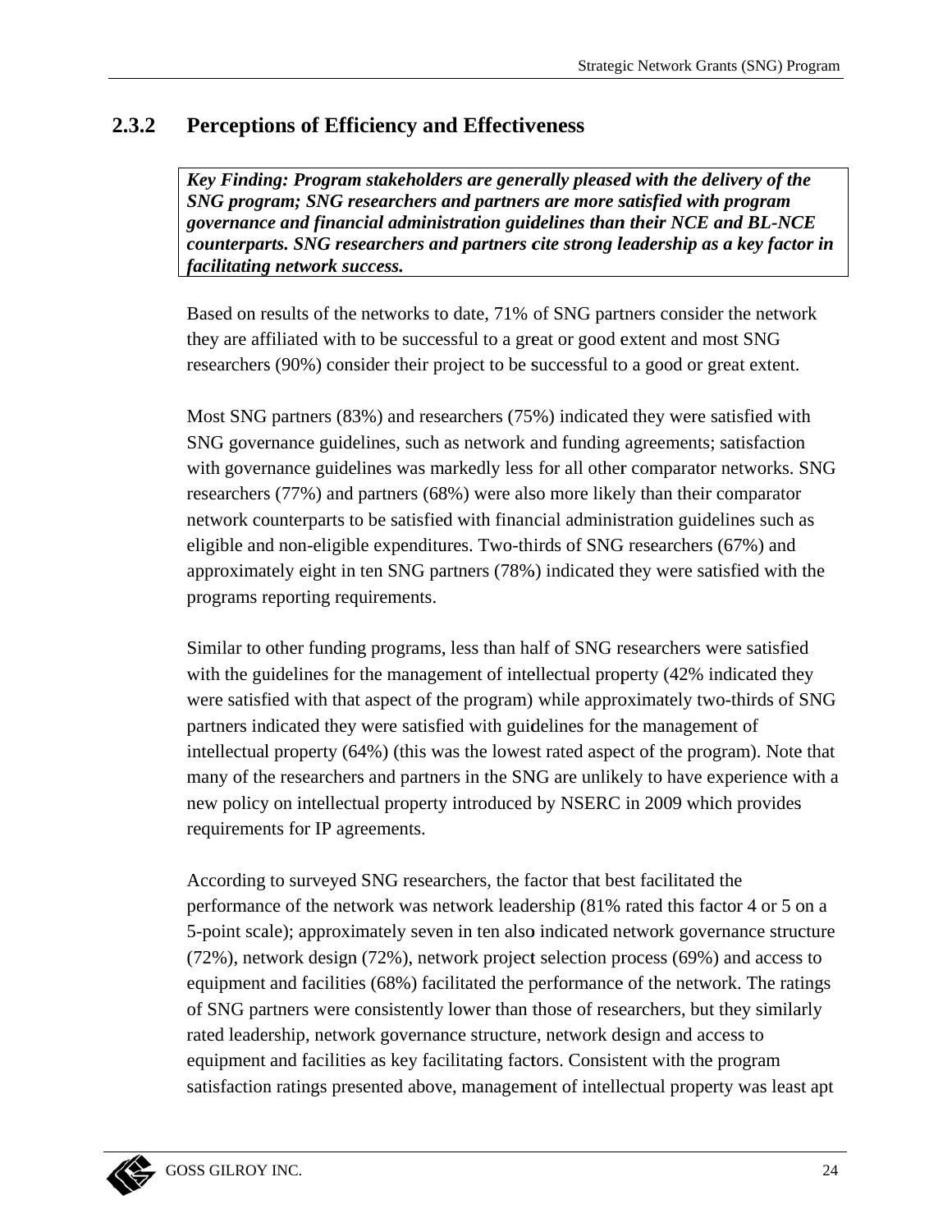### 2.3.2 Perceptions of Efficiency and Effectiveness

***Key Finding: Program stakeholders are generally pleased with the delivery of the SNG program; SNG researchers and partners are more satisfied with program governance and financial administration guidelines than their NCE and BL-NCE counterparts. SNG researchers and partners cite strong leadership as a key factor in facilitating network success.***

Based on results of the networks to date, 71% of SNG partners consider the network they are affiliated with to be successful to a great or good extent and most SNG researchers (90%) consider their project to be successful to a good or great extent.

Most SNG partners (83%) and researchers (75%) indicated they were satisfied with SNG governance guidelines, such as network and funding agreements; satisfaction with governance guidelines was markedly less for all other comparator networks. SNG researchers (77%) and partners (68%) were also more likely than their comparator network counterparts to be satisfied with financial administration guidelines such as eligible and non-eligible expenditures. Two-thirds of SNG researchers (67%) and approximately eight in ten SNG partners (78%) indicated they were satisfied with the programs reporting requirements.

Similar to other funding programs, less than half of SNG researchers were satisfied with the guidelines for the management of intellectual property (42% indicated they were satisfied with that aspect of the program) while approximately two-thirds of SNG partners indicated they were satisfied with guidelines for the management of intellectual property (64%) (this was the lowest rated aspect of the program). Note that many of the researchers and partners in the SNG are unlikely to have experience with a new policy on intellectual property introduced by NSERC in 2009 which provides requirements for IP agreements.

According to surveyed SNG researchers, the factor that best facilitated the performance of the network was network leadership (81% rated this factor 4 or 5 on a 5-point scale); approximately seven in ten also indicated network governance structure (72%), network design (72%), network project selection process (69%) and access to equipment and facilities (68%) facilitated the performance of the network. The ratings of SNG partners were consistently lower than those of researchers, but they similarly rated leadership, network governance structure, network design and access to equipment and facilities as key facilitating factors. Consistent with the program satisfaction ratings presented above, management of intellectual property was least apt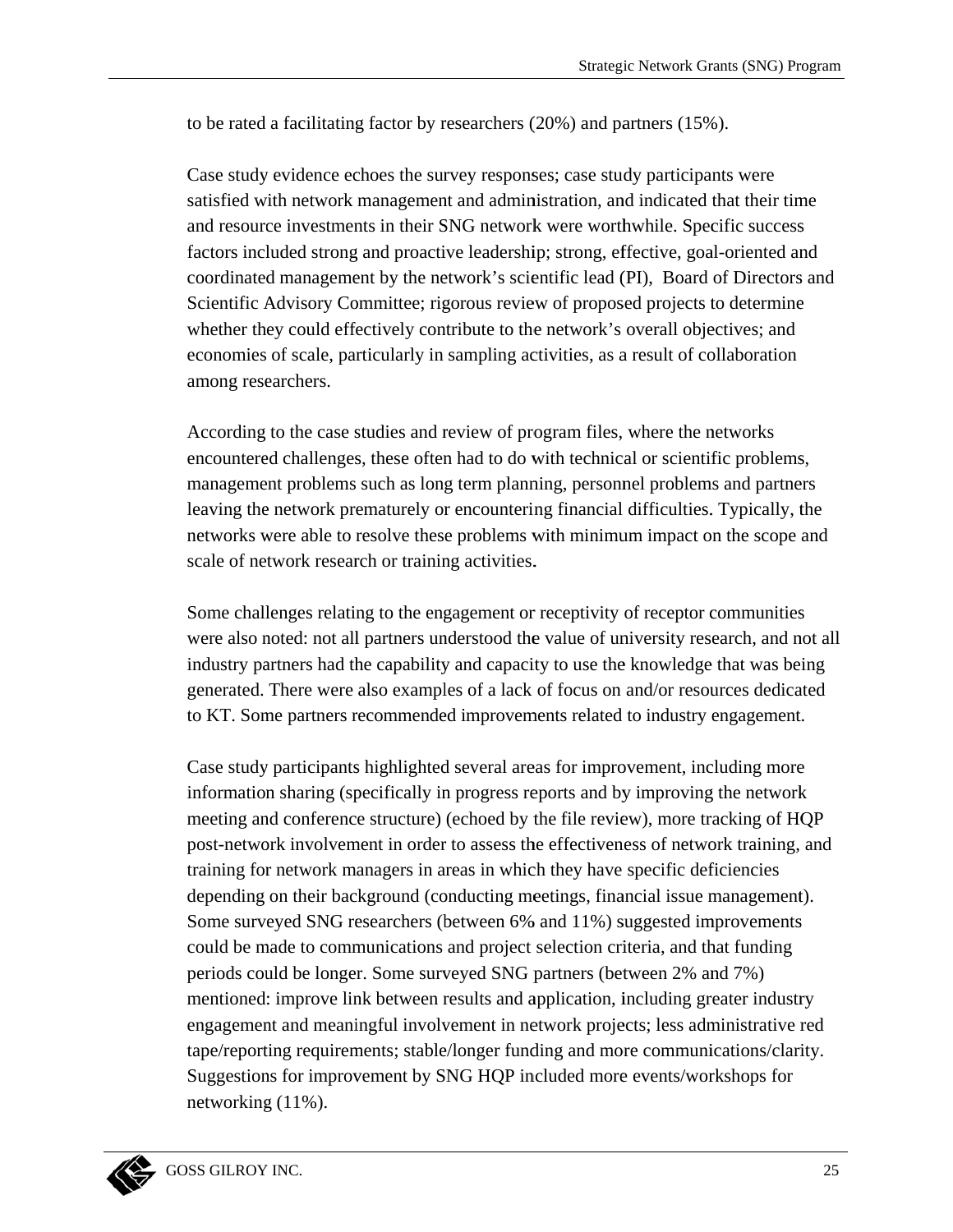to be rated a facilitating factor by researchers (20%) and partners (15%).

Case study evidence echoes the survey responses; case study participants were satisfied with network management and administration, and indicated that their time and resource investments in their SNG network were worthwhile. Specific success factors included strong and proactive leadership; strong, effective, goal-oriented and coordinated management by the network's scientific lead (PI), Board of Directors and Scientific Advisory Committee; rigorous review of proposed projects to determine whether they could effectively contribute to the network's overall objectives; and economies of scale, particularly in sampling activities, as a result of collaboration among researchers.

According to the case studies and review of program files, where the networks encountered challenges, these often had to do with technical or scientific problems, management problems such as long term planning, personnel problems and partners leaving the network prematurely or encountering financial difficulties. Typically, the networks were able to resolve these problems with minimum impact on the scope and scale of network research or training activities.

Some challenges relating to the engagement or receptivity of receptor communities were also noted: not all partners understood the value of university research, and not all industry partners had the capability and capacity to use the knowledge that was being generated. There were also examples of a lack of focus on and/or resources dedicated to KT. Some partners recommended improvements related to industry engagement.

Case study participants highlighted several areas for improvement, including more information sharing (specifically in progress reports and by improving the network meeting and conference structure) (echoed by the file review), more tracking of HQP post-network involvement in order to assess the effectiveness of network training, and training for network managers in areas in which they have specific deficiencies depending on their background (conducting meetings, financial issue management). Some surveyed SNG researchers (between 6% and 11%) suggested improvements could be made to communications and project selection criteria, and that funding periods could be longer. Some surveyed SNG partners (between 2% and 7%) mentioned: improve link between results and application, including greater industry engagement and meaningful involvement in network projects; less administrative red tape/reporting requirements; stable/longer funding and more communications/clarity. Suggestions for improvement by SNG HQP included more events/workshops for networking (11%).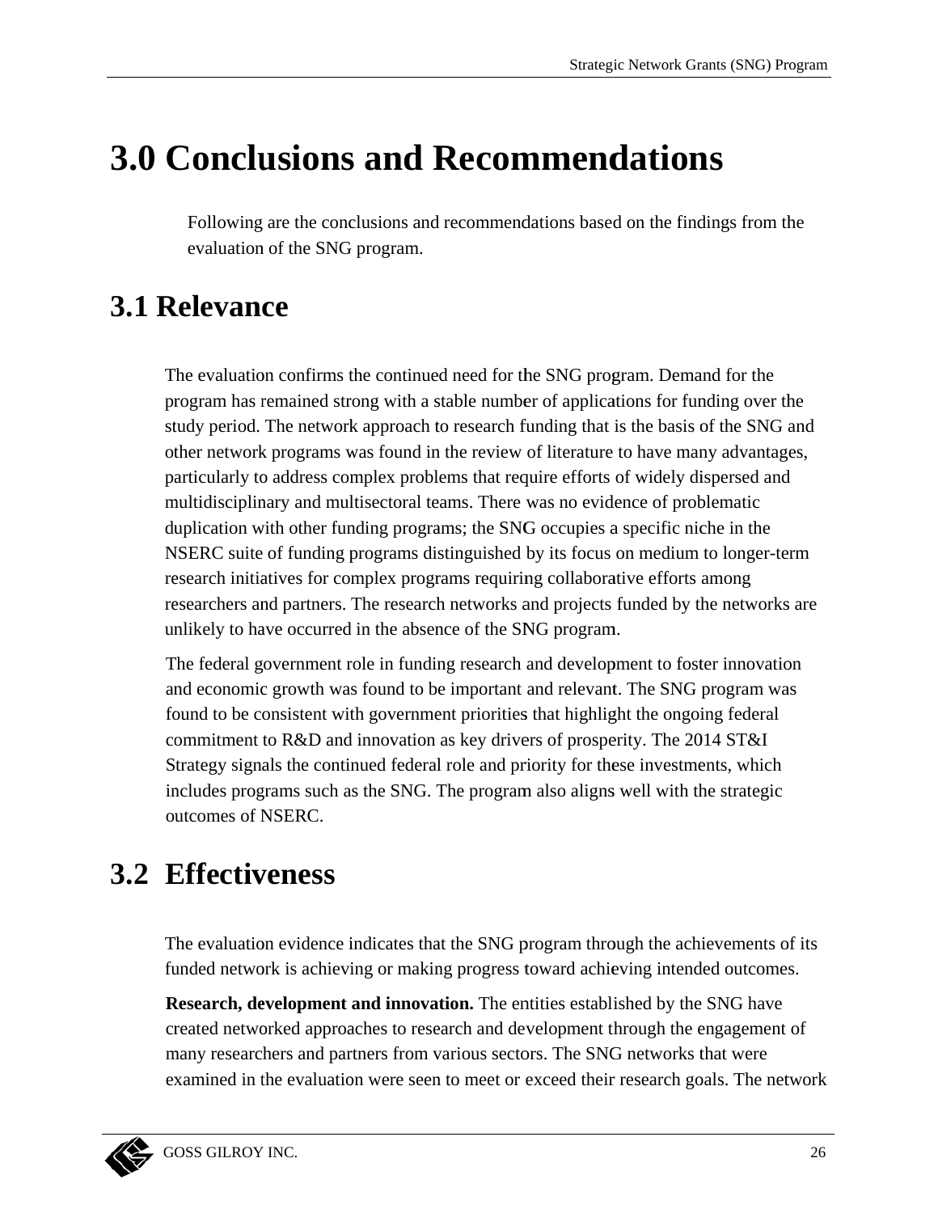# 3.0 Conclusions and Recommendations

Following are the conclusions and recommendations based on the findings from the evaluation of the SNG program.

## 3.1 Relevance

The evaluation confirms the continued need for the SNG program. Demand for the program has remained strong with a stable number of applications for funding over the study period. The network approach to research funding that is the basis of the SNG and other network programs was found in the review of literature to have many advantages, particularly to address complex problems that require efforts of widely dispersed and multidisciplinary and multisectoral teams. There was no evidence of problematic duplication with other funding programs; the SNG occupies a specific niche in the NSERC suite of funding programs distinguished by its focus on medium to longer-term research initiatives for complex programs requiring collaborative efforts among researchers and partners. The research networks and projects funded by the networks are unlikely to have occurred in the absence of the SNG program.

The federal government role in funding research and development to foster innovation and economic growth was found to be important and relevant. The SNG program was found to be consistent with government priorities that highlight the ongoing federal commitment to R&D and innovation as key drivers of prosperity. The 2014 ST&I Strategy signals the continued federal role and priority for these investments, which includes programs such as the SNG. The program also aligns well with the strategic outcomes of NSERC.

## 3.2 Effectiveness

The evaluation evidence indicates that the SNG program through the achievements of its funded network is achieving or making progress toward achieving intended outcomes.

**Research, development and innovation.** The entities established by the SNG have created networked approaches to research and development through the engagement of many researchers and partners from various sectors. The SNG networks that were examined in the evaluation were seen to meet or exceed their research goals. The network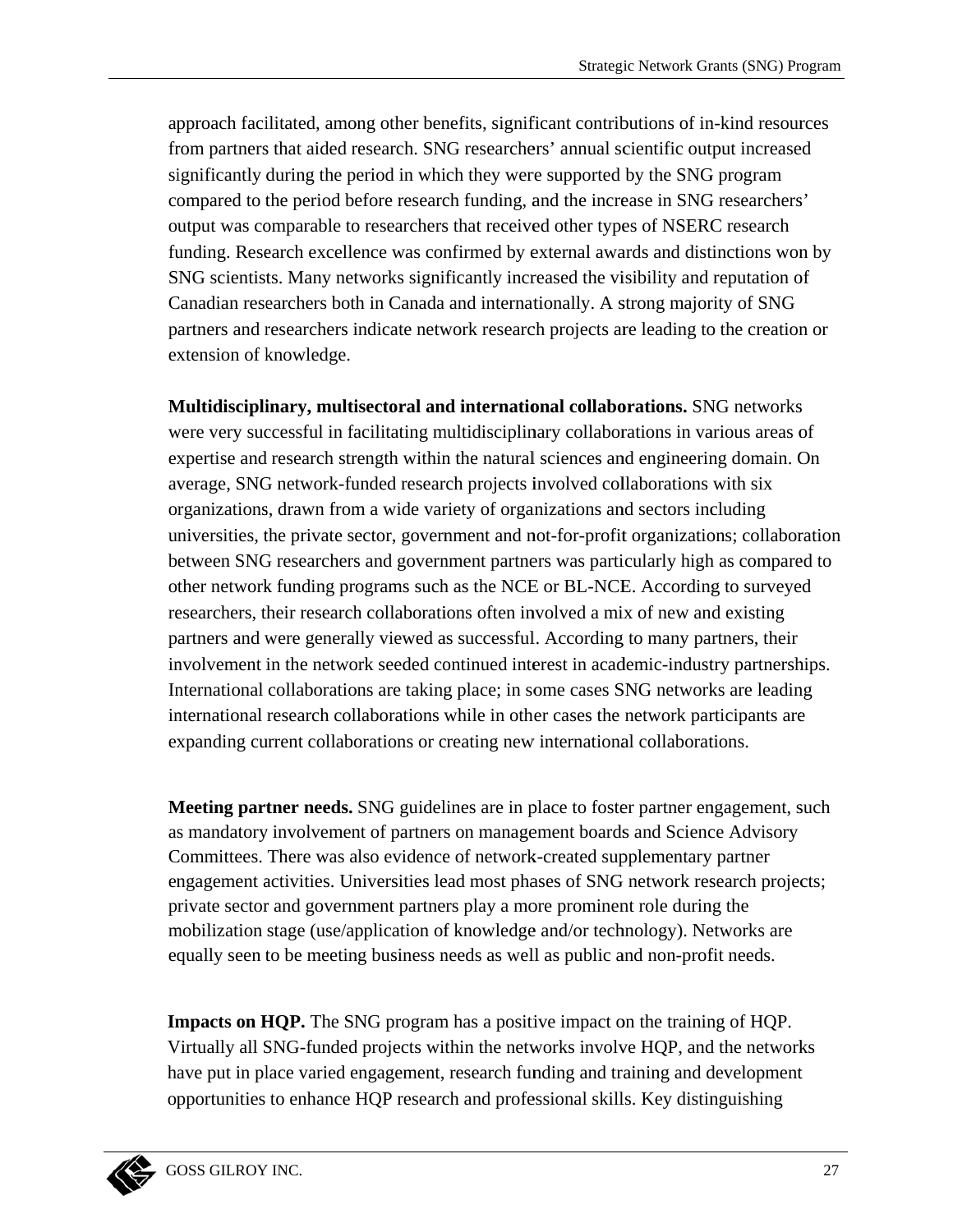approach facilitated, among other benefits, significant contributions of in-kind resources from partners that aided research. SNG researchers' annual scientific output increased significantly during the period in which they were supported by the SNG program compared to the period before research funding, and the increase in SNG researchers' output was comparable to researchers that received other types of NSERC research funding. Research excellence was confirmed by external awards and distinctions won by SNG scientists. Many networks significantly increased the visibility and reputation of Canadian researchers both in Canada and internationally. A strong majority of SNG partners and researchers indicate network research projects are leading to the creation or extension of knowledge.

**Multidisciplinary, multisectoral and international collaborations.** SNG networks were very successful in facilitating multidisciplinary collaborations in various areas of expertise and research strength within the natural sciences and engineering domain. On average, SNG network-funded research projects involved collaborations with six organizations, drawn from a wide variety of organizations and sectors including universities, the private sector, government and not-for-profit organizations; collaboration between SNG researchers and government partners was particularly high as compared to other network funding programs such as the NCE or BL-NCE. According to surveyed researchers, their research collaborations often involved a mix of new and existing partners and were generally viewed as successful. According to many partners, their involvement in the network seeded continued interest in academic-industry partnerships. International collaborations are taking place; in some cases SNG networks are leading international research collaborations while in other cases the network participants are expanding current collaborations or creating new international collaborations.

**Meeting partner needs.** SNG guidelines are in place to foster partner engagement, such as mandatory involvement of partners on management boards and Science Advisory Committees. There was also evidence of network-created supplementary partner engagement activities. Universities lead most phases of SNG network research projects; private sector and government partners play a more prominent role during the mobilization stage (use/application of knowledge and/or technology). Networks are equally seen to be meeting business needs as well as public and non-profit needs.

**Impacts on HQP.** The SNG program has a positive impact on the training of HQP. Virtually all SNG-funded projects within the networks involve HQP, and the networks have put in place varied engagement, research funding and training and development opportunities to enhance HQP research and professional skills. Key distinguishing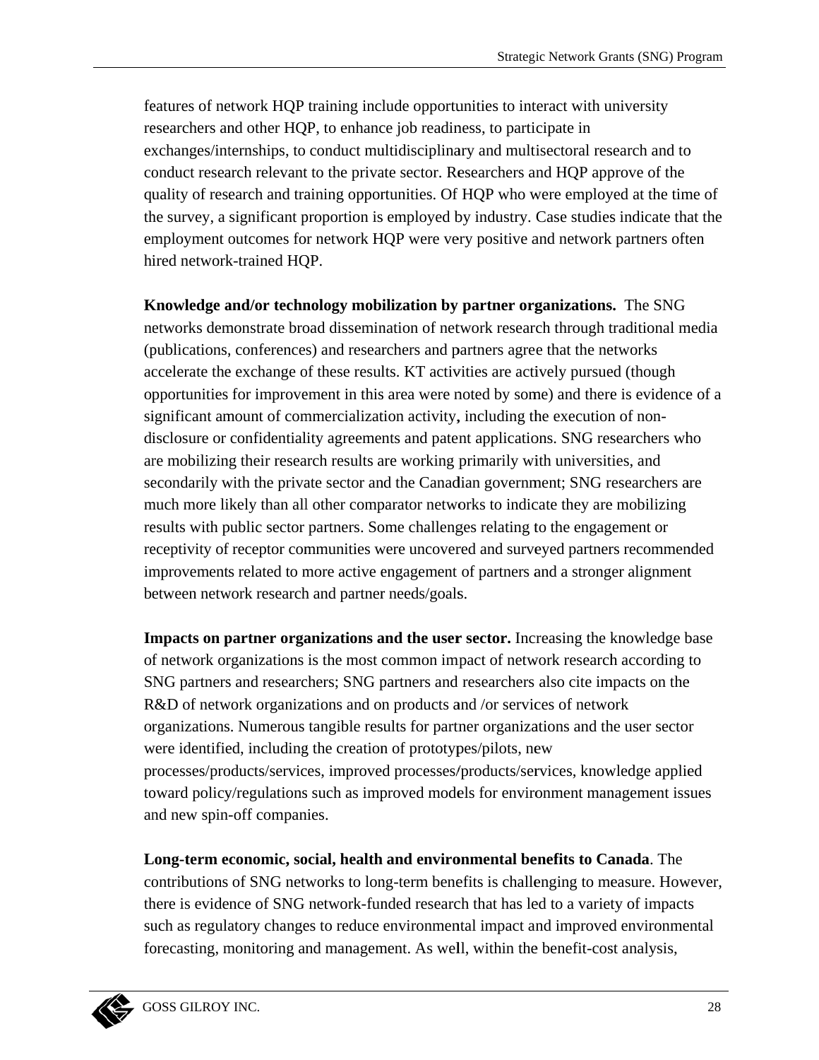features of network HQP training include opportunities to interact with university researchers and other HQP, to enhance job readiness, to participate in exchanges/internships, to conduct multidisciplinary and multisectoral research and to conduct research relevant to the private sector. Researchers and HQP approve of the quality of research and training opportunities. Of HQP who were employed at the time of the survey, a significant proportion is employed by industry. Case studies indicate that the employment outcomes for network HQP were very positive and network partners often hired network-trained HQP.

**Knowledge and/or technology mobilization by partner organizations.** The SNG networks demonstrate broad dissemination of network research through traditional media (publications, conferences) and researchers and partners agree that the networks accelerate the exchange of these results. KT activities are actively pursued (though opportunities for improvement in this area were noted by some) and there is evidence of a significant amount of commercialization activity**,** including the execution of non-disclosure or confidentiality agreements and patent applications. SNG researchers who are mobilizing their research results are working primarily with universities, and secondarily with the private sector and the Canadian government; SNG researchers are much more likely than all other comparator networks to indicate they are mobilizing results with public sector partners. Some challenges relating to the engagement or receptivity of receptor communities were uncovered and surveyed partners recommended improvements related to more active engagement of partners and a stronger alignment between network research and partner needs/goals.

**Impacts on partner organizations and the user sector.** Increasing the knowledge base of network organizations is the most common impact of network research according to SNG partners and researchers; SNG partners and researchers also cite impacts on the R&D of network organizations and on products and /or services of network organizations. Numerous tangible results for partner organizations and the user sector were identified, including the creation of prototypes/pilots, new processes/products/services, improved processes/products/services, knowledge applied toward policy/regulations such as improved models for environment management issues and new spin-off companies.

**Long-term economic, social, health and environmental benefits to Canada**. The contributions of SNG networks to long-term benefits is challenging to measure. However, there is evidence of SNG network-funded research that has led to a variety of impacts such as regulatory changes to reduce environmental impact and improved environmental forecasting, monitoring and management. As well, within the benefit-cost analysis,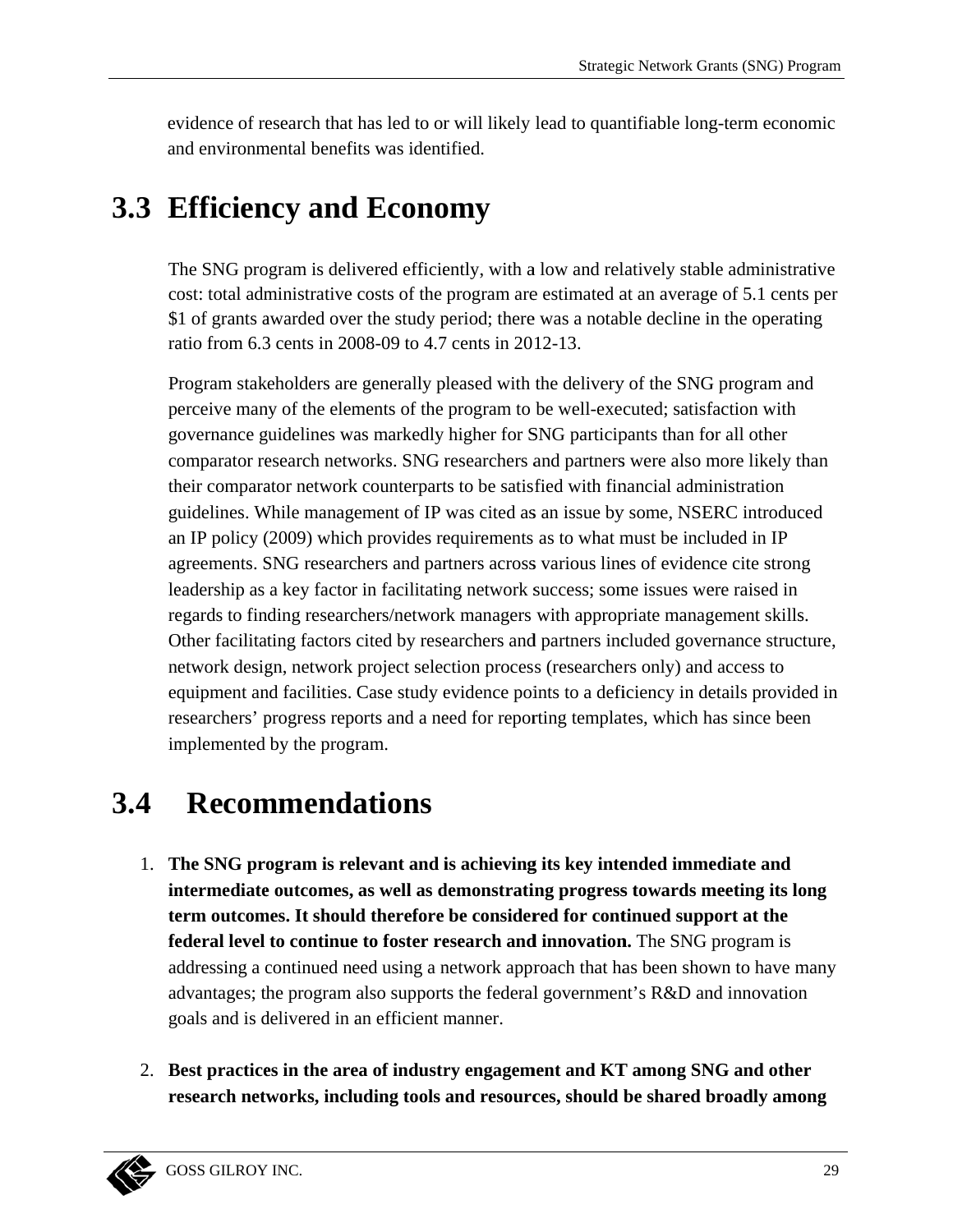evidence of research that has led to or will likely lead to quantifiable long-term economic and environmental benefits was identified.

## 3.3 Efficiency and Economy

The SNG program is delivered efficiently, with a low and relatively stable administrative cost: total administrative costs of the program are estimated at an average of 5.1 cents per $1 of grants awarded over the study period; there was a notable decline in the operating ratio from 6.3 cents in 2008-09 to 4.7 cents in 2012-13.

Program stakeholders are generally pleased with the delivery of the SNG program and perceive many of the elements of the program to be well-executed; satisfaction with governance guidelines was markedly higher for SNG participants than for all other comparator research networks. SNG researchers and partners were also more likely than their comparator network counterparts to be satisfied with financial administration guidelines. While management of IP was cited as an issue by some, NSERC introduced an IP policy (2009) which provides requirements as to what must be included in IP agreements. SNG researchers and partners across various lines of evidence cite strong leadership as a key factor in facilitating network success; some issues were raised in regards to finding researchers/network managers with appropriate management skills. Other facilitating factors cited by researchers and partners included governance structure, network design, network project selection process (researchers only) and access to equipment and facilities. Case study evidence points to a deficiency in details provided in researchers' progress reports and a need for reporting templates, which has since been implemented by the program.

## 3.4 Recommendations

1. **The SNG program is relevant and is achieving its key intended immediate and intermediate outcomes, as well as demonstrating progress towards meeting its long term outcomes. It should therefore be considered for continued support at the federal level to continue to foster research and innovation.** The SNG program is addressing a continued need using a network approach that has been shown to have many advantages; the program also supports the federal government's R&D and innovation goals and is delivered in an efficient manner.

2. **Best practices in the area of industry engagement and KT among SNG and other research networks, including tools and resources, should be shared broadly among**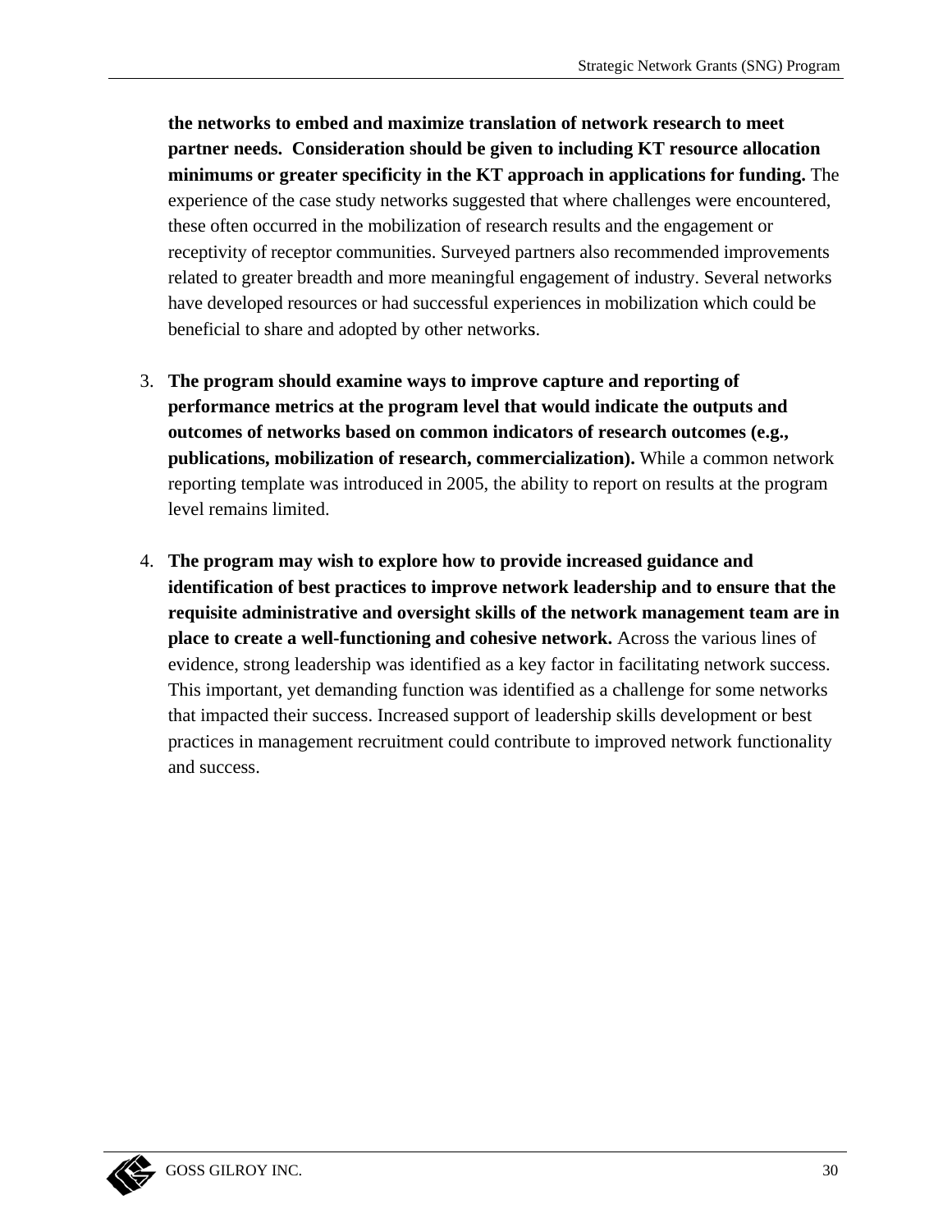**the networks to embed and maximize translation of network research to meet partner needs. Consideration should be given to including KT resource allocation minimums or greater specificity in the KT approach in applications for funding.** The experience of the case study networks suggested that where challenges were encountered, these often occurred in the mobilization of research results and the engagement or receptivity of receptor communities. Surveyed partners also recommended improvements related to greater breadth and more meaningful engagement of industry. Several networks have developed resources or had successful experiences in mobilization which could be beneficial to share and adopted by other networks.

3. **The program should examine ways to improve capture and reporting of performance metrics at the program level that would indicate the outputs and outcomes of networks based on common indicators of research outcomes (e.g., publications, mobilization of research, commercialization).** While a common network reporting template was introduced in 2005, the ability to report on results at the program level remains limited.

4. **The program may wish to explore how to provide increased guidance and identification of best practices to improve network leadership and to ensure that the requisite administrative and oversight skills of the network management team are in place to create a well-functioning and cohesive network.** Across the various lines of evidence, strong leadership was identified as a key factor in facilitating network success. This important, yet demanding function was identified as a challenge for some networks that impacted their success. Increased support of leadership skills development or best practices in management recruitment could contribute to improved network functionality and success.